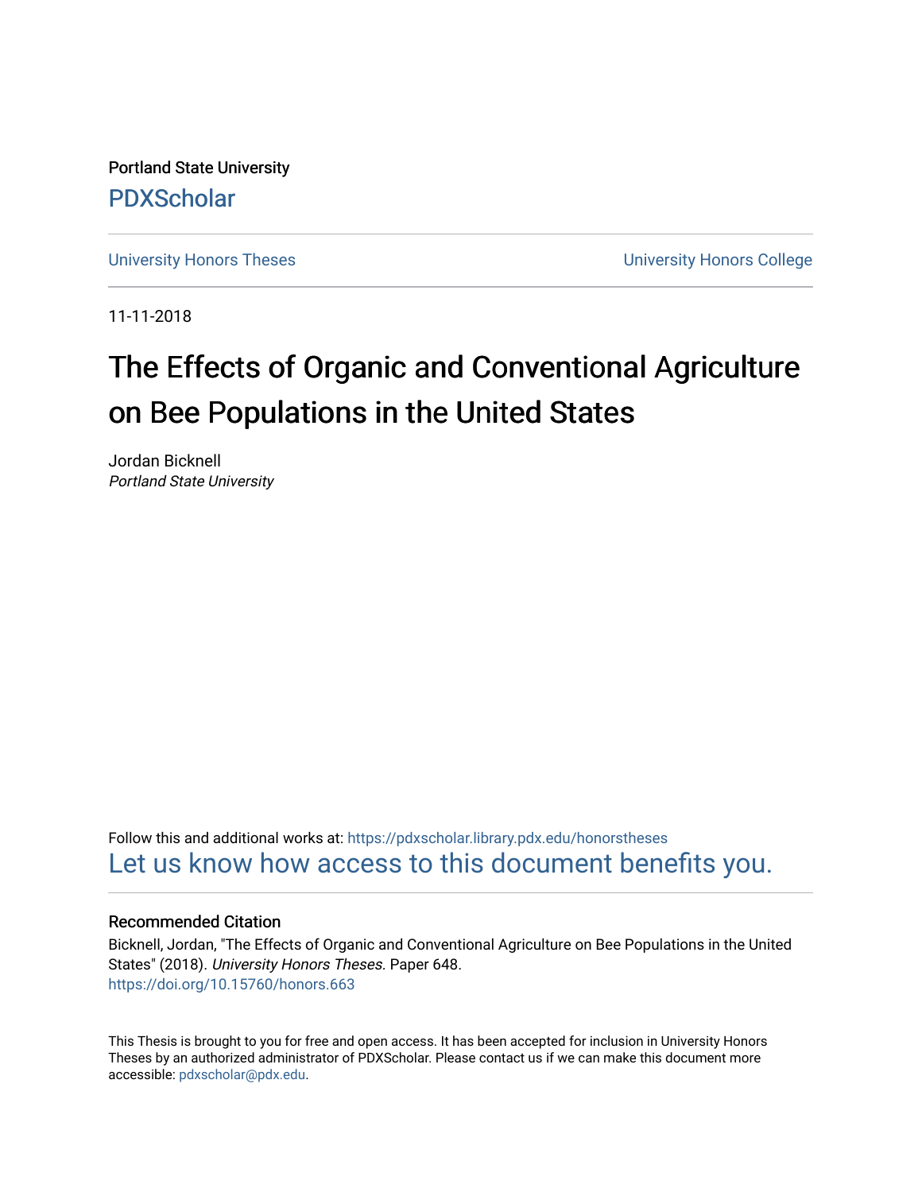Portland State University

PDXScholar

University Honors Theses

University Honors College

11-11-2018

# The Effects of Organic and Conventional Agriculture on Bee Populations in the United States

Jordan Bicknell
*Portland State University*

Follow this and additional works at: https://pdxscholar.library.pdx.edu/honorstheses

Let us know how access to this document benefits you.

## Recommended Citation

Bicknell, Jordan, "The Effects of Organic and Conventional Agriculture on Bee Populations in the United States" (2018). *University Honors Theses*. Paper 648.
https://doi.org/10.15760/honors.663

This Thesis is brought to you for free and open access. It has been accepted for inclusion in University Honors Theses by an authorized administrator of PDXScholar. Please contact us if we can make this document more accessible: pdxscholar@pdx.edu.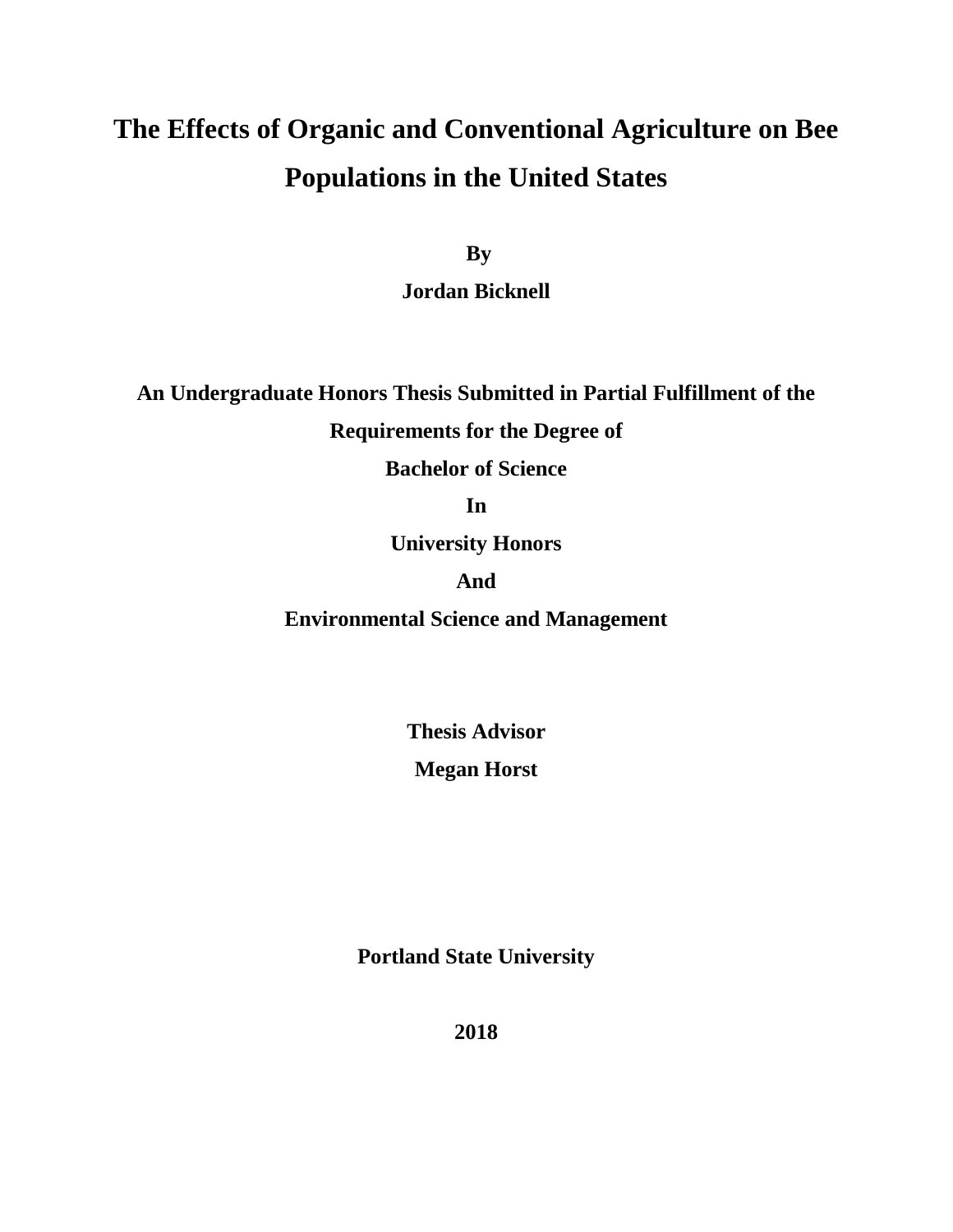# The Effects of Organic and Conventional Agriculture on Bee Populations in the United States

**By**

**Jordan Bicknell**

**An Undergraduate Honors Thesis Submitted in Partial Fulfillment of the Requirements for the Degree of**

**Bachelor of Science**

**In**

**University Honors**

**And**

**Environmental Science and Management**

**Thesis Advisor**

**Megan Horst**

**Portland State University**

**2018**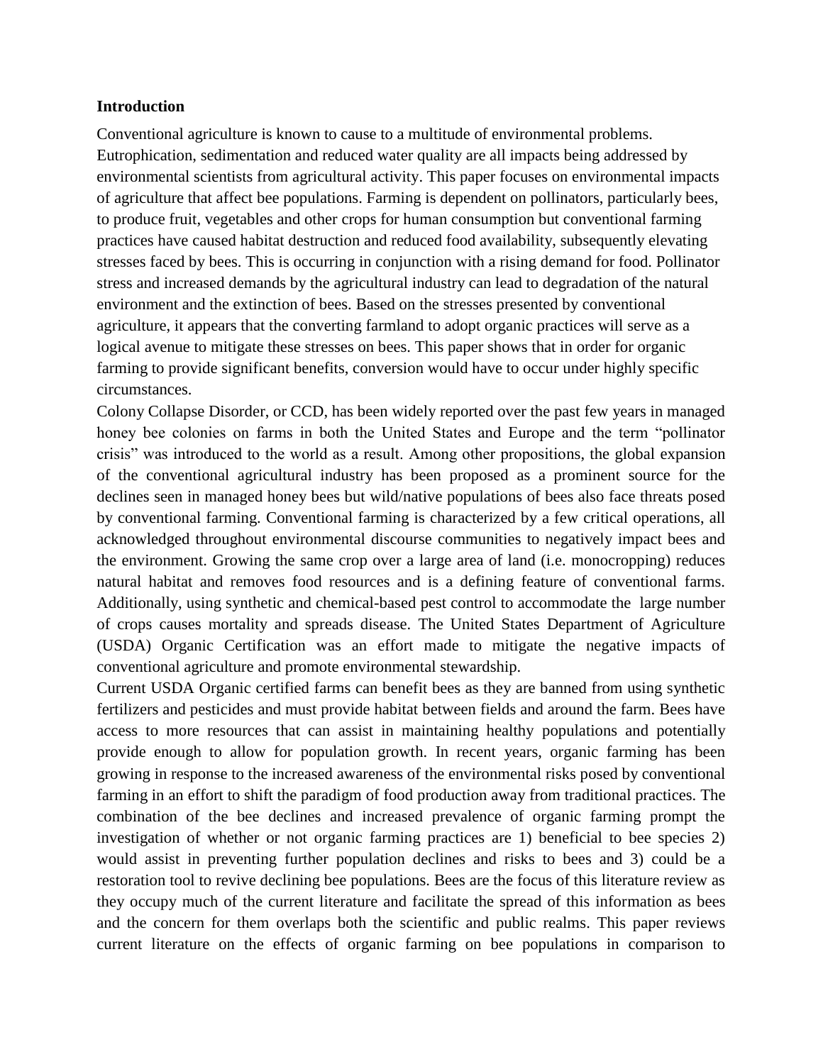**Introduction**

Conventional agriculture is known to cause to a multitude of environmental problems. Eutrophication, sedimentation and reduced water quality are all impacts being addressed by environmental scientists from agricultural activity. This paper focuses on environmental impacts of agriculture that affect bee populations. Farming is dependent on pollinators, particularly bees, to produce fruit, vegetables and other crops for human consumption but conventional farming practices have caused habitat destruction and reduced food availability, subsequently elevating stresses faced by bees. This is occurring in conjunction with a rising demand for food. Pollinator stress and increased demands by the agricultural industry can lead to degradation of the natural environment and the extinction of bees. Based on the stresses presented by conventional agriculture, it appears that the converting farmland to adopt organic practices will serve as a logical avenue to mitigate these stresses on bees. This paper shows that in order for organic farming to provide significant benefits, conversion would have to occur under highly specific circumstances.

Colony Collapse Disorder, or CCD, has been widely reported over the past few years in managed honey bee colonies on farms in both the United States and Europe and the term "pollinator crisis" was introduced to the world as a result. Among other propositions, the global expansion of the conventional agricultural industry has been proposed as a prominent source for the declines seen in managed honey bees but wild/native populations of bees also face threats posed by conventional farming. Conventional farming is characterized by a few critical operations, all acknowledged throughout environmental discourse communities to negatively impact bees and the environment. Growing the same crop over a large area of land (i.e. monocropping) reduces natural habitat and removes food resources and is a defining feature of conventional farms. Additionally, using synthetic and chemical-based pest control to accommodate the large number of crops causes mortality and spreads disease. The United States Department of Agriculture (USDA) Organic Certification was an effort made to mitigate the negative impacts of conventional agriculture and promote environmental stewardship.

Current USDA Organic certified farms can benefit bees as they are banned from using synthetic fertilizers and pesticides and must provide habitat between fields and around the farm. Bees have access to more resources that can assist in maintaining healthy populations and potentially provide enough to allow for population growth. In recent years, organic farming has been growing in response to the increased awareness of the environmental risks posed by conventional farming in an effort to shift the paradigm of food production away from traditional practices. The combination of the bee declines and increased prevalence of organic farming prompt the investigation of whether or not organic farming practices are 1) beneficial to bee species 2) would assist in preventing further population declines and risks to bees and 3) could be a restoration tool to revive declining bee populations. Bees are the focus of this literature review as they occupy much of the current literature and facilitate the spread of this information as bees and the concern for them overlaps both the scientific and public realms. This paper reviews current literature on the effects of organic farming on bee populations in comparison to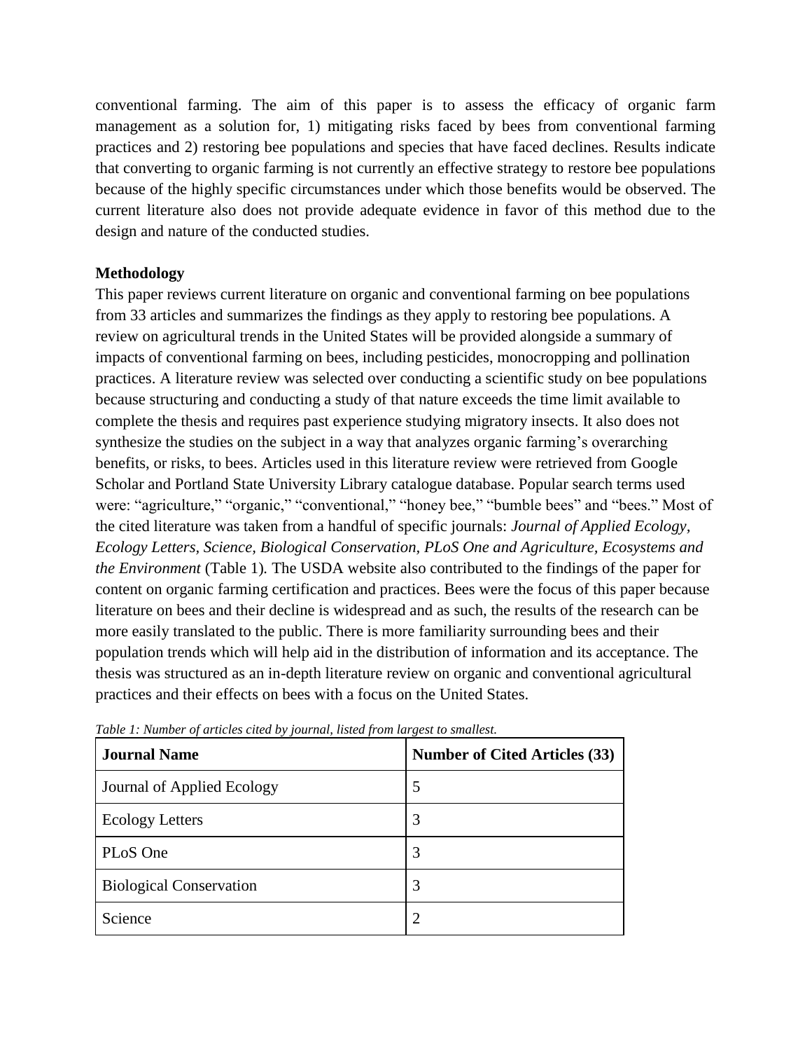conventional farming. The aim of this paper is to assess the efficacy of organic farm management as a solution for, 1) mitigating risks faced by bees from conventional farming practices and 2) restoring bee populations and species that have faced declines. Results indicate that converting to organic farming is not currently an effective strategy to restore bee populations because of the highly specific circumstances under which those benefits would be observed. The current literature also does not provide adequate evidence in favor of this method due to the design and nature of the conducted studies.

**Methodology**

This paper reviews current literature on organic and conventional farming on bee populations from 33 articles and summarizes the findings as they apply to restoring bee populations. A review on agricultural trends in the United States will be provided alongside a summary of impacts of conventional farming on bees, including pesticides, monocropping and pollination practices. A literature review was selected over conducting a scientific study on bee populations because structuring and conducting a study of that nature exceeds the time limit available to complete the thesis and requires past experience studying migratory insects. It also does not synthesize the studies on the subject in a way that analyzes organic farming's overarching benefits, or risks, to bees. Articles used in this literature review were retrieved from Google Scholar and Portland State University Library catalogue database. Popular search terms used were: "agriculture," "organic," "conventional," "honey bee," "bumble bees" and "bees." Most of the cited literature was taken from a handful of specific journals: *Journal of Applied Ecology, Ecology Letters, Science, Biological Conservation, PLoS One and Agriculture, Ecosystems and the Environment* (Table 1). The USDA website also contributed to the findings of the paper for content on organic farming certification and practices. Bees were the focus of this paper because literature on bees and their decline is widespread and as such, the results of the research can be more easily translated to the public. There is more familiarity surrounding bees and their population trends which will help aid in the distribution of information and its acceptance. The thesis was structured as an in-depth literature review on organic and conventional agricultural practices and their effects on bees with a focus on the United States.

*Table 1: Number of articles cited by journal, listed from largest to smallest.*

| **Journal Name** | **Number of Cited Articles (33)** |
| --- | --- |
| Journal of Applied Ecology | 5 |
| Ecology Letters | 3 |
| PLoS One | 3 |
| Biological Conservation | 3 |
| Science | 2 |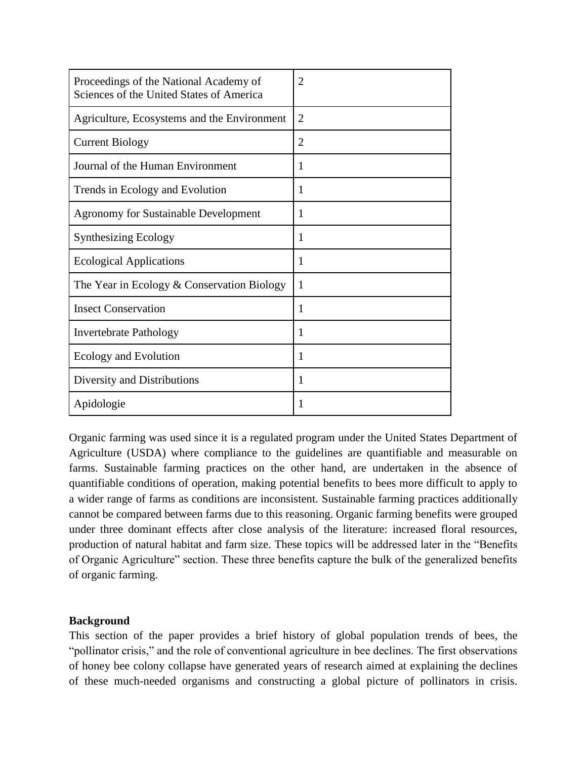| | |
|---|---|
| Proceedings of the National Academy of Sciences of the United States of America | 2 |
| Agriculture, Ecosystems and the Environment | 2 |
| Current Biology | 2 |
| Journal of the Human Environment | 1 |
| Trends in Ecology and Evolution | 1 |
| Agronomy for Sustainable Development | 1 |
| Synthesizing Ecology | 1 |
| Ecological Applications | 1 |
| The Year in Ecology & Conservation Biology | 1 |
| Insect Conservation | 1 |
| Invertebrate Pathology | 1 |
| Ecology and Evolution | 1 |
| Diversity and Distributions | 1 |
| Apidologie | 1 |

Organic farming was used since it is a regulated program under the United States Department of Agriculture (USDA) where compliance to the guidelines are quantifiable and measurable on farms. Sustainable farming practices on the other hand, are undertaken in the absence of quantifiable conditions of operation, making potential benefits to bees more difficult to apply to a wider range of farms as conditions are inconsistent. Sustainable farming practices additionally cannot be compared between farms due to this reasoning. Organic farming benefits were grouped under three dominant effects after close analysis of the literature: increased floral resources, production of natural habitat and farm size. These topics will be addressed later in the "Benefits of Organic Agriculture" section. These three benefits capture the bulk of the generalized benefits of organic farming.

**Background**

This section of the paper provides a brief history of global population trends of bees, the "pollinator crisis," and the role of conventional agriculture in bee declines. The first observations of honey bee colony collapse have generated years of research aimed at explaining the declines of these much-needed organisms and constructing a global picture of pollinators in crisis.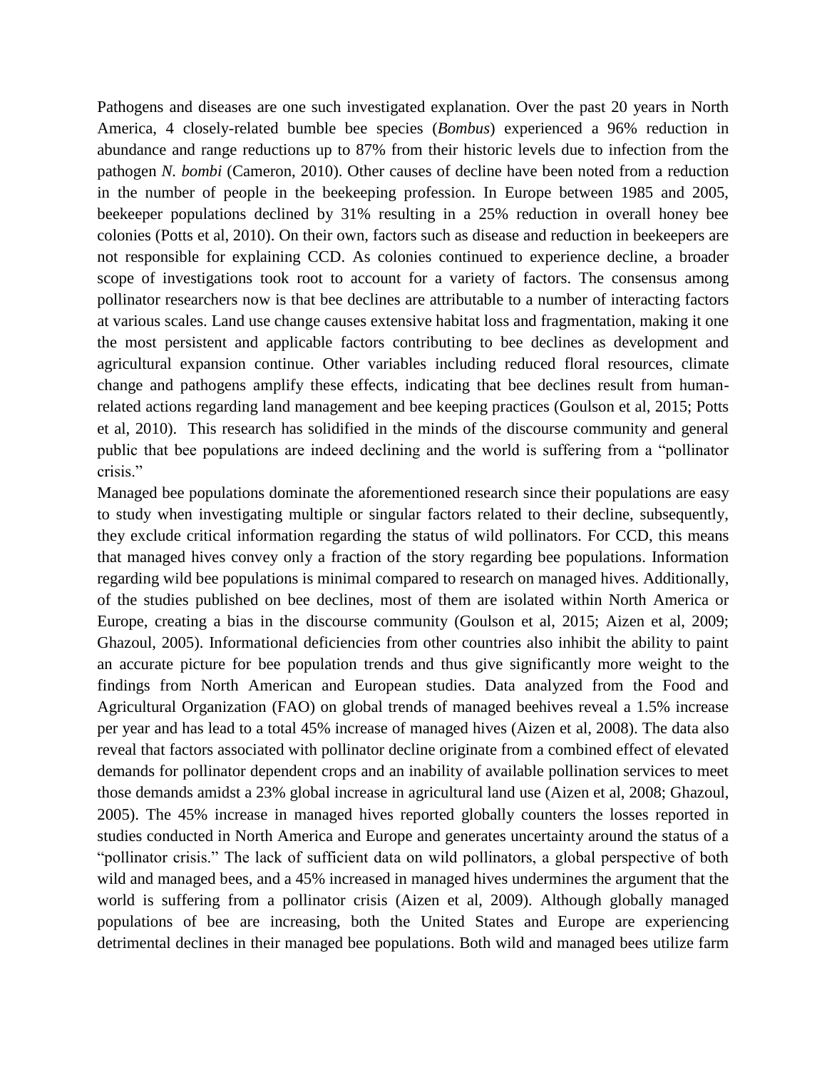Pathogens and diseases are one such investigated explanation. Over the past 20 years in North America, 4 closely-related bumble bee species (*Bombus*) experienced a 96% reduction in abundance and range reductions up to 87% from their historic levels due to infection from the pathogen *N. bombi* (Cameron, 2010). Other causes of decline have been noted from a reduction in the number of people in the beekeeping profession. In Europe between 1985 and 2005, beekeeper populations declined by 31% resulting in a 25% reduction in overall honey bee colonies (Potts et al, 2010). On their own, factors such as disease and reduction in beekeepers are not responsible for explaining CCD. As colonies continued to experience decline, a broader scope of investigations took root to account for a variety of factors. The consensus among pollinator researchers now is that bee declines are attributable to a number of interacting factors at various scales. Land use change causes extensive habitat loss and fragmentation, making it one the most persistent and applicable factors contributing to bee declines as development and agricultural expansion continue. Other variables including reduced floral resources, climate change and pathogens amplify these effects, indicating that bee declines result from human-related actions regarding land management and bee keeping practices (Goulson et al, 2015; Potts et al, 2010). This research has solidified in the minds of the discourse community and general public that bee populations are indeed declining and the world is suffering from a "pollinator crisis."

Managed bee populations dominate the aforementioned research since their populations are easy to study when investigating multiple or singular factors related to their decline, subsequently, they exclude critical information regarding the status of wild pollinators. For CCD, this means that managed hives convey only a fraction of the story regarding bee populations. Information regarding wild bee populations is minimal compared to research on managed hives. Additionally, of the studies published on bee declines, most of them are isolated within North America or Europe, creating a bias in the discourse community (Goulson et al, 2015; Aizen et al, 2009; Ghazoul, 2005). Informational deficiencies from other countries also inhibit the ability to paint an accurate picture for bee population trends and thus give significantly more weight to the findings from North American and European studies. Data analyzed from the Food and Agricultural Organization (FAO) on global trends of managed beehives reveal a 1.5% increase per year and has lead to a total 45% increase of managed hives (Aizen et al, 2008). The data also reveal that factors associated with pollinator decline originate from a combined effect of elevated demands for pollinator dependent crops and an inability of available pollination services to meet those demands amidst a 23% global increase in agricultural land use (Aizen et al, 2008; Ghazoul, 2005). The 45% increase in managed hives reported globally counters the losses reported in studies conducted in North America and Europe and generates uncertainty around the status of a "pollinator crisis." The lack of sufficient data on wild pollinators, a global perspective of both wild and managed bees, and a 45% increased in managed hives undermines the argument that the world is suffering from a pollinator crisis (Aizen et al, 2009). Although globally managed populations of bee are increasing, both the United States and Europe are experiencing detrimental declines in their managed bee populations. Both wild and managed bees utilize farm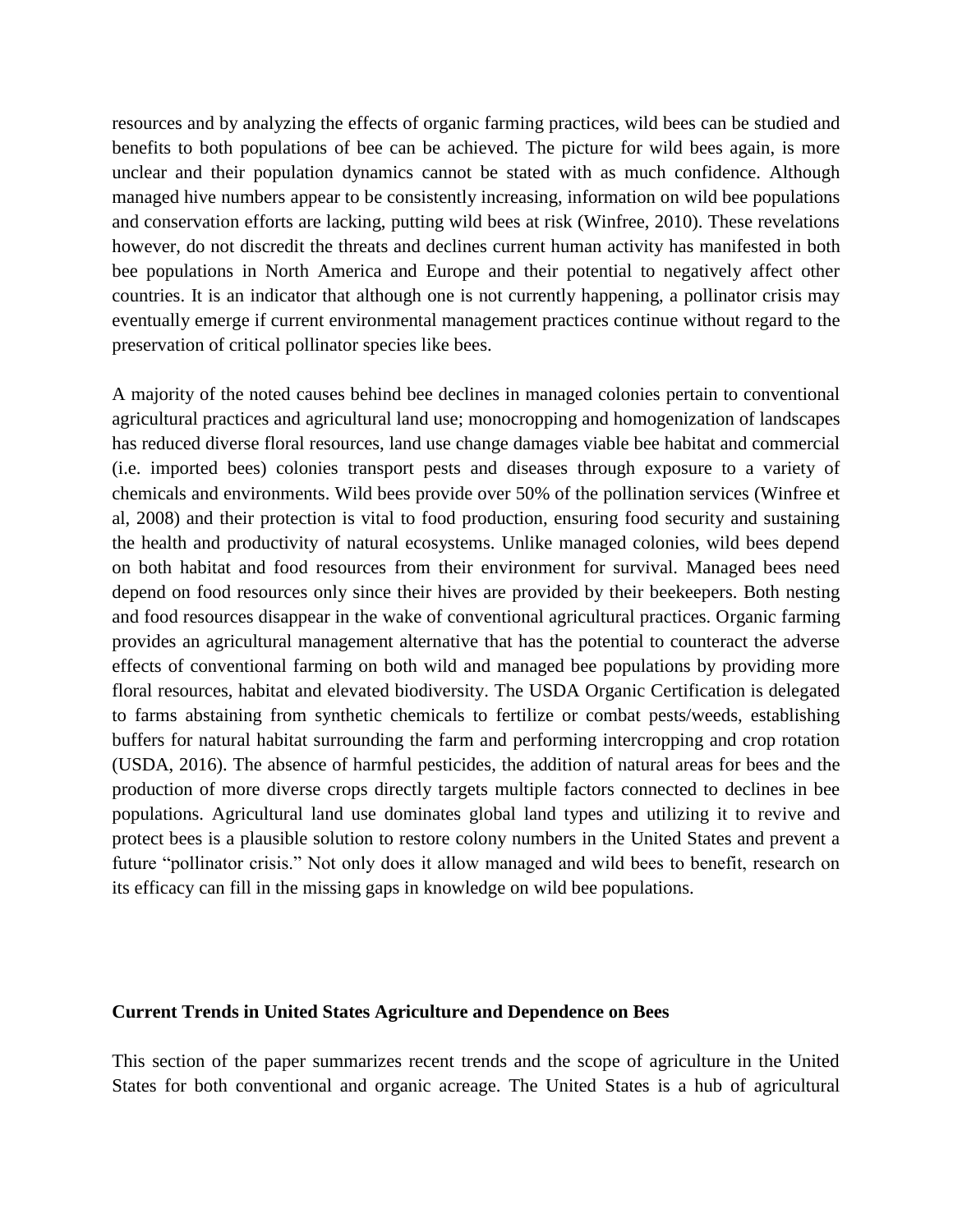resources and by analyzing the effects of organic farming practices, wild bees can be studied and benefits to both populations of bee can be achieved. The picture for wild bees again, is more unclear and their population dynamics cannot be stated with as much confidence. Although managed hive numbers appear to be consistently increasing, information on wild bee populations and conservation efforts are lacking, putting wild bees at risk (Winfree, 2010). These revelations however, do not discredit the threats and declines current human activity has manifested in both bee populations in North America and Europe and their potential to negatively affect other countries. It is an indicator that although one is not currently happening, a pollinator crisis may eventually emerge if current environmental management practices continue without regard to the preservation of critical pollinator species like bees.

A majority of the noted causes behind bee declines in managed colonies pertain to conventional agricultural practices and agricultural land use; monocropping and homogenization of landscapes has reduced diverse floral resources, land use change damages viable bee habitat and commercial (i.e. imported bees) colonies transport pests and diseases through exposure to a variety of chemicals and environments. Wild bees provide over 50% of the pollination services (Winfree et al, 2008) and their protection is vital to food production, ensuring food security and sustaining the health and productivity of natural ecosystems. Unlike managed colonies, wild bees depend on both habitat and food resources from their environment for survival. Managed bees need depend on food resources only since their hives are provided by their beekeepers. Both nesting and food resources disappear in the wake of conventional agricultural practices. Organic farming provides an agricultural management alternative that has the potential to counteract the adverse effects of conventional farming on both wild and managed bee populations by providing more floral resources, habitat and elevated biodiversity. The USDA Organic Certification is delegated to farms abstaining from synthetic chemicals to fertilize or combat pests/weeds, establishing buffers for natural habitat surrounding the farm and performing intercropping and crop rotation (USDA, 2016). The absence of harmful pesticides, the addition of natural areas for bees and the production of more diverse crops directly targets multiple factors connected to declines in bee populations. Agricultural land use dominates global land types and utilizing it to revive and protect bees is a plausible solution to restore colony numbers in the United States and prevent a future "pollinator crisis." Not only does it allow managed and wild bees to benefit, research on its efficacy can fill in the missing gaps in knowledge on wild bee populations.

## Current Trends in United States Agriculture and Dependence on Bees

This section of the paper summarizes recent trends and the scope of agriculture in the United States for both conventional and organic acreage. The United States is a hub of agricultural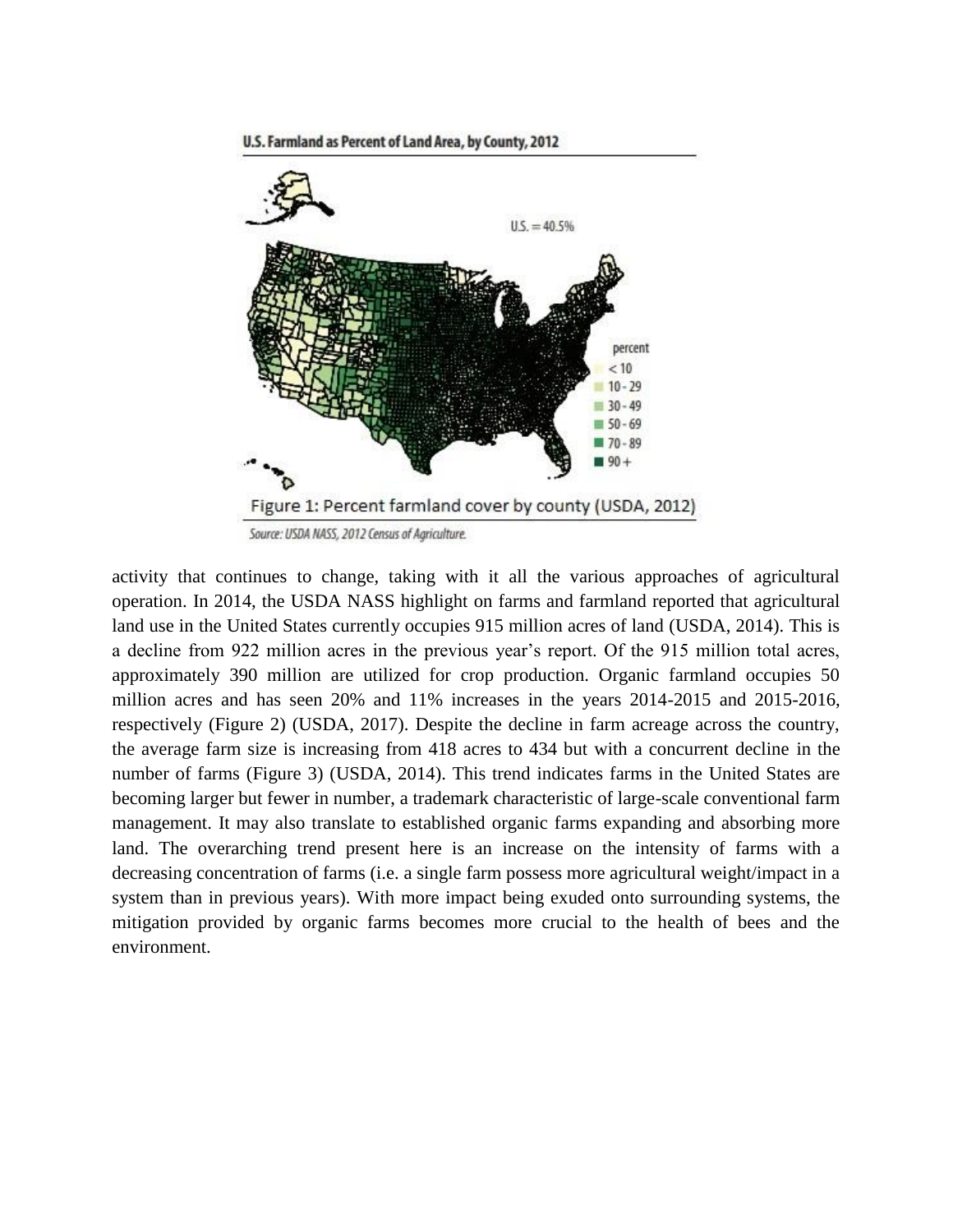U.S. Farmland as Percent of Land Area, by County, 2012

Figure 1: Percent farmland cover by county (USDA, 2012)

*Source: USDA NASS, 2012 Census of Agriculture.*

activity that continues to change, taking with it all the various approaches of agricultural operation. In 2014, the USDA NASS highlight on farms and farmland reported that agricultural land use in the United States currently occupies 915 million acres of land (USDA, 2014). This is a decline from 922 million acres in the previous year's report. Of the 915 million total acres, approximately 390 million are utilized for crop production. Organic farmland occupies 50 million acres and has seen 20% and 11% increases in the years 2014-2015 and 2015-2016, respectively (Figure 2) (USDA, 2017). Despite the decline in farm acreage across the country, the average farm size is increasing from 418 acres to 434 but with a concurrent decline in the number of farms (Figure 3) (USDA, 2014). This trend indicates farms in the United States are becoming larger but fewer in number, a trademark characteristic of large-scale conventional farm management. It may also translate to established organic farms expanding and absorbing more land. The overarching trend present here is an increase on the intensity of farms with a decreasing concentration of farms (i.e. a single farm possess more agricultural weight/impact in a system than in previous years). With more impact being exuded onto surrounding systems, the mitigation provided by organic farms becomes more crucial to the health of bees and the environment.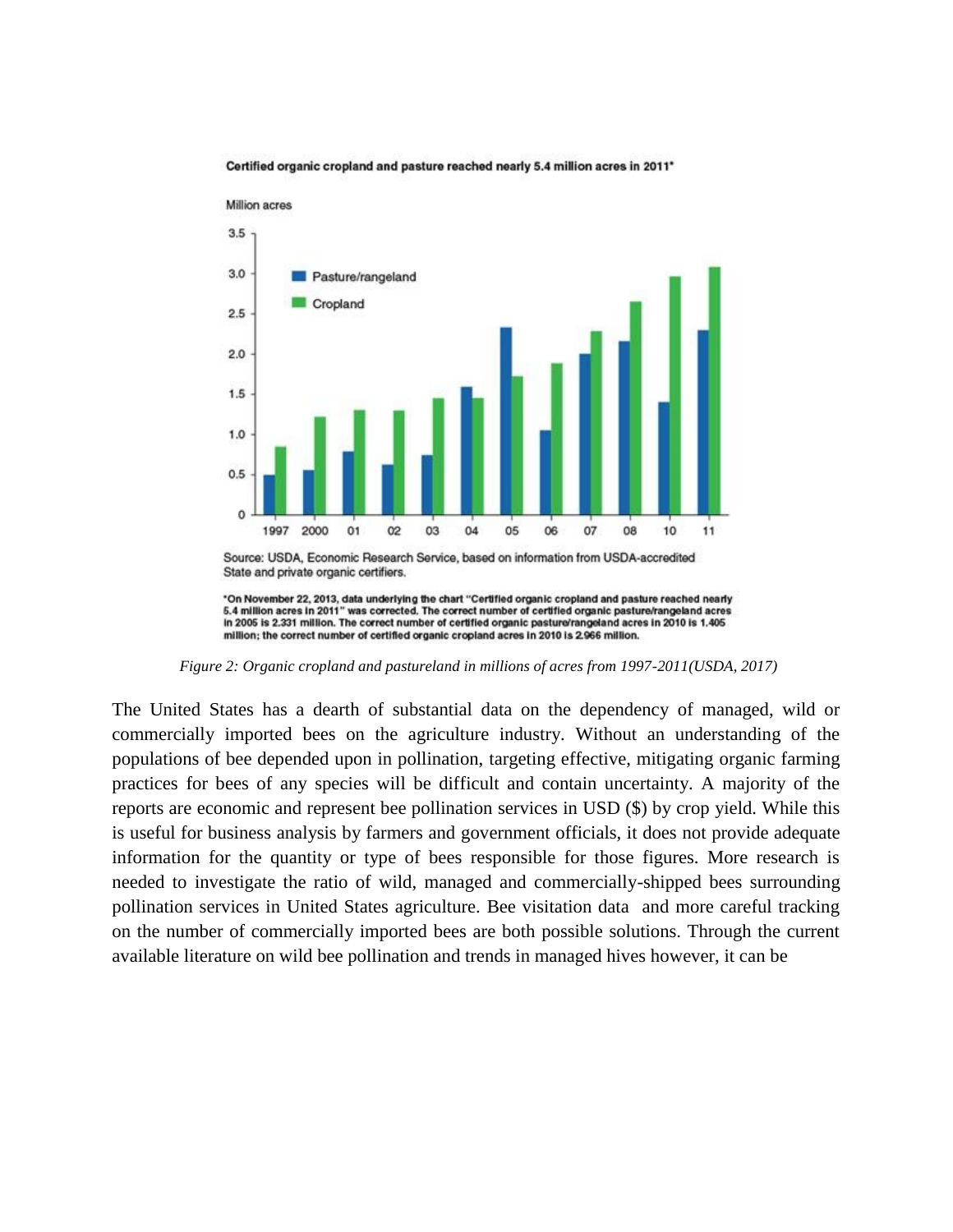Certified organic cropland and pasture reached nearly 5.4 million acres in 2011*

Source: USDA, Economic Research Service, based on information from USDA-accredited State and private organic certifiers.

*On November 22, 2013, data underlying the chart "Certified organic cropland and pasture reached nearly 5.4 million acres in 2011" was corrected. The correct number of certified organic pasture/rangeland acres in 2005 is 2.331 million. The correct number of certified organic pasture/rangeland acres in 2010 is 1.405 million; the correct number of certified organic cropland acres in 2010 is 2.966 million.

*Figure 2: Organic cropland and pastureland in millions of acres from 1997-2011(USDA, 2017)*

The United States has a dearth of substantial data on the dependency of managed, wild or commercially imported bees on the agriculture industry. Without an understanding of the populations of bee depended upon in pollination, targeting effective, mitigating organic farming practices for bees of any species will be difficult and contain uncertainty. A majority of the reports are economic and represent bee pollination services in USD ($) by crop yield. While this is useful for business analysis by farmers and government officials, it does not provide adequate information for the quantity or type of bees responsible for those figures. More research is needed to investigate the ratio of wild, managed and commercially-shipped bees surrounding pollination services in United States agriculture. Bee visitation data and more careful tracking on the number of commercially imported bees are both possible solutions. Through the current available literature on wild bee pollination and trends in managed hives however, it can be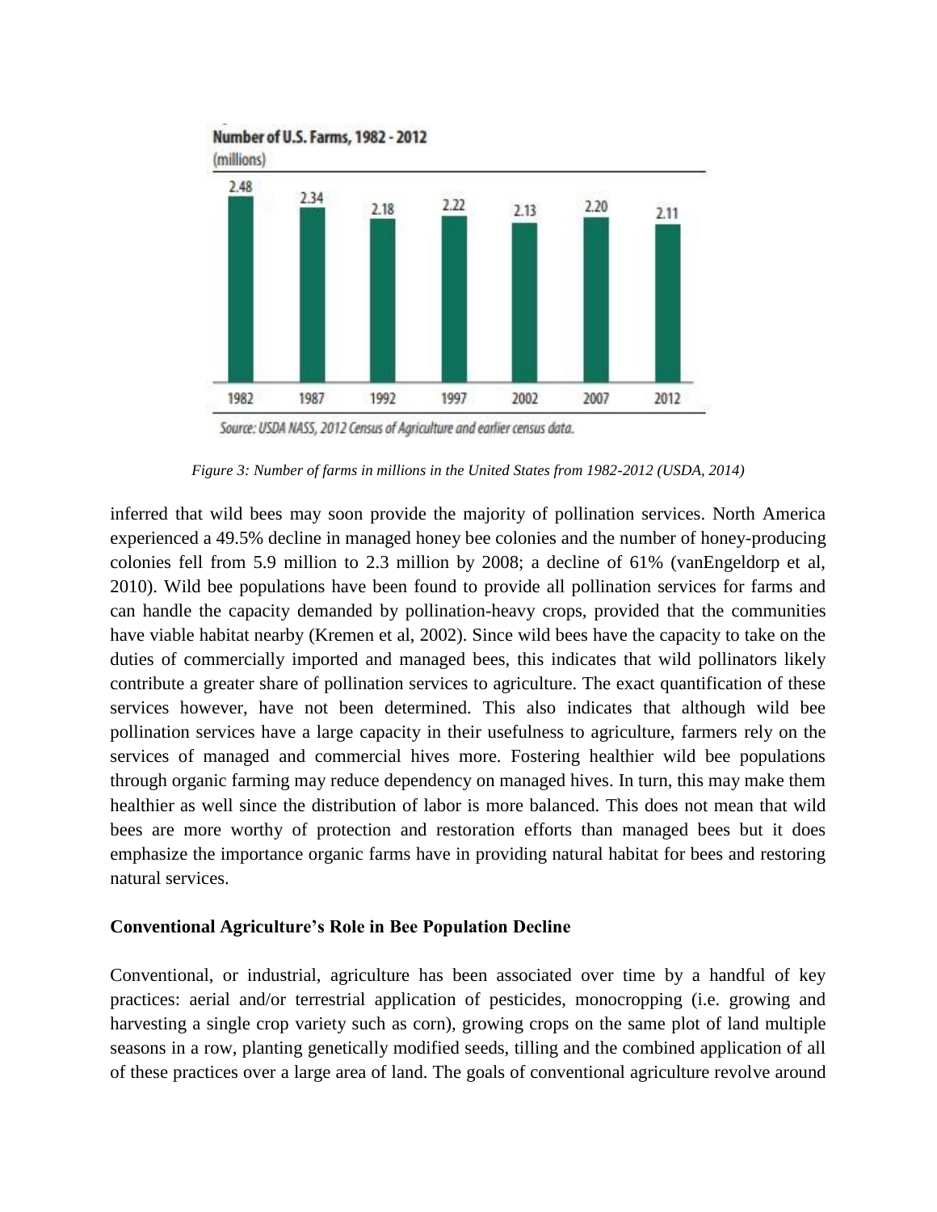**Number of U.S. Farms, 1982 - 2012**
(millions)

| 1982 | 1987 | 1992 | 1997 | 2002 | 2007 | 2012 |
|---|---|---|---|---|---|---|
| 2.48 | 2.34 | 2.18 | 2.22 | 2.13 | 2.20 | 2.11 |

Source: USDA NASS, 2012 Census of Agriculture and earlier census data.

*Figure 3: Number of farms in millions in the United States from 1982-2012 (USDA, 2014)*

inferred that wild bees may soon provide the majority of pollination services. North America experienced a 49.5% decline in managed honey bee colonies and the number of honey-producing colonies fell from 5.9 million to 2.3 million by 2008; a decline of 61% (vanEngeldorp et al, 2010). Wild bee populations have been found to provide all pollination services for farms and can handle the capacity demanded by pollination-heavy crops, provided that the communities have viable habitat nearby (Kremen et al, 2002). Since wild bees have the capacity to take on the duties of commercially imported and managed bees, this indicates that wild pollinators likely contribute a greater share of pollination services to agriculture. The exact quantification of these services however, have not been determined. This also indicates that although wild bee pollination services have a large capacity in their usefulness to agriculture, farmers rely on the services of managed and commercial hives more. Fostering healthier wild bee populations through organic farming may reduce dependency on managed hives. In turn, this may make them healthier as well since the distribution of labor is more balanced. This does not mean that wild bees are more worthy of protection and restoration efforts than managed bees but it does emphasize the importance organic farms have in providing natural habitat for bees and restoring natural services.

**Conventional Agriculture's Role in Bee Population Decline**

Conventional, or industrial, agriculture has been associated over time by a handful of key practices: aerial and/or terrestrial application of pesticides, monocropping (i.e. growing and harvesting a single crop variety such as corn), growing crops on the same plot of land multiple seasons in a row, planting genetically modified seeds, tilling and the combined application of all of these practices over a large area of land. The goals of conventional agriculture revolve around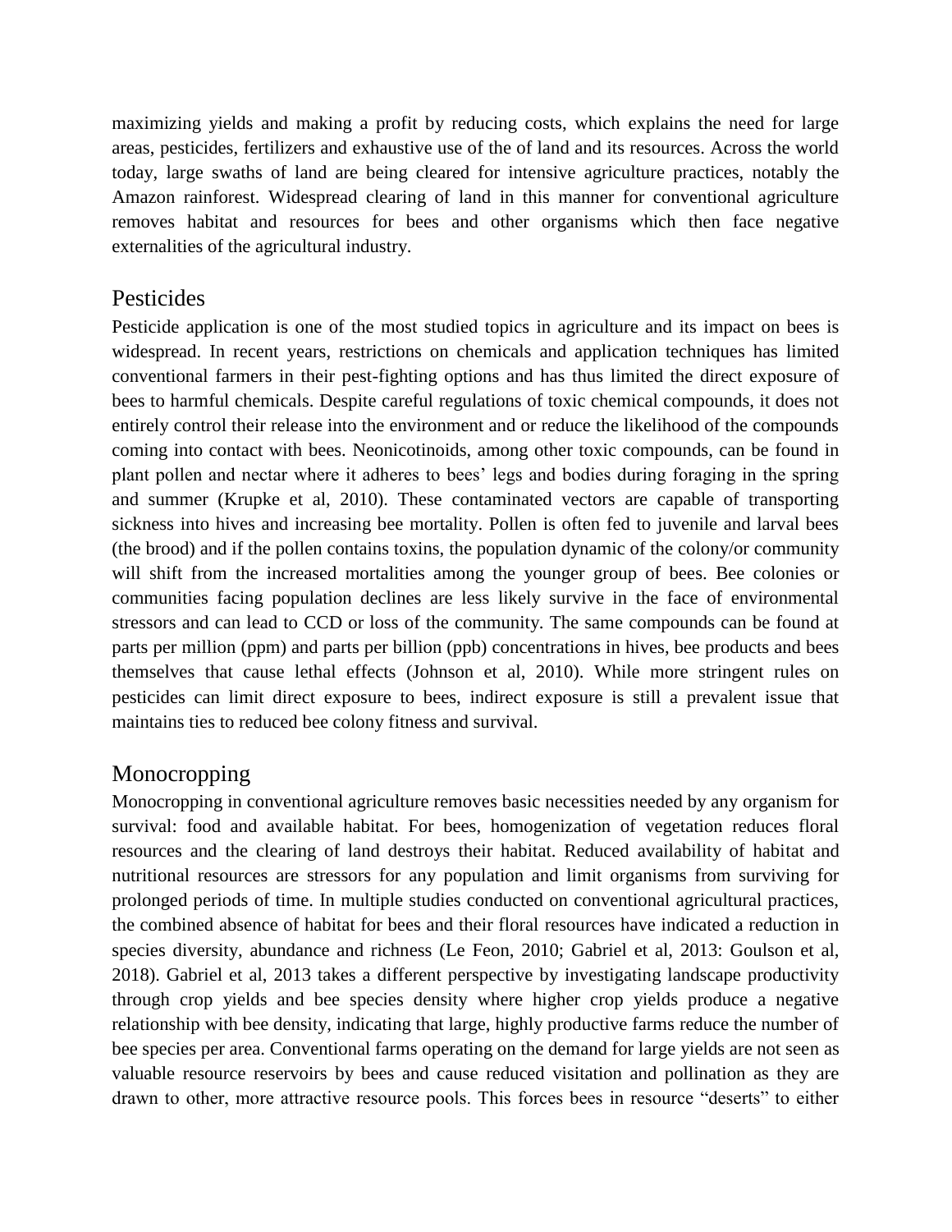maximizing yields and making a profit by reducing costs, which explains the need for large areas, pesticides, fertilizers and exhaustive use of the of land and its resources. Across the world today, large swaths of land are being cleared for intensive agriculture practices, notably the Amazon rainforest. Widespread clearing of land in this manner for conventional agriculture removes habitat and resources for bees and other organisms which then face negative externalities of the agricultural industry.

## Pesticides

Pesticide application is one of the most studied topics in agriculture and its impact on bees is widespread. In recent years, restrictions on chemicals and application techniques has limited conventional farmers in their pest-fighting options and has thus limited the direct exposure of bees to harmful chemicals. Despite careful regulations of toxic chemical compounds, it does not entirely control their release into the environment and or reduce the likelihood of the compounds coming into contact with bees. Neonicotinoids, among other toxic compounds, can be found in plant pollen and nectar where it adheres to bees' legs and bodies during foraging in the spring and summer (Krupke et al, 2010). These contaminated vectors are capable of transporting sickness into hives and increasing bee mortality. Pollen is often fed to juvenile and larval bees (the brood) and if the pollen contains toxins, the population dynamic of the colony/or community will shift from the increased mortalities among the younger group of bees. Bee colonies or communities facing population declines are less likely survive in the face of environmental stressors and can lead to CCD or loss of the community. The same compounds can be found at parts per million (ppm) and parts per billion (ppb) concentrations in hives, bee products and bees themselves that cause lethal effects (Johnson et al, 2010). While more stringent rules on pesticides can limit direct exposure to bees, indirect exposure is still a prevalent issue that maintains ties to reduced bee colony fitness and survival.

## Monocropping

Monocropping in conventional agriculture removes basic necessities needed by any organism for survival: food and available habitat. For bees, homogenization of vegetation reduces floral resources and the clearing of land destroys their habitat. Reduced availability of habitat and nutritional resources are stressors for any population and limit organisms from surviving for prolonged periods of time. In multiple studies conducted on conventional agricultural practices, the combined absence of habitat for bees and their floral resources have indicated a reduction in species diversity, abundance and richness (Le Feon, 2010; Gabriel et al, 2013: Goulson et al, 2018). Gabriel et al, 2013 takes a different perspective by investigating landscape productivity through crop yields and bee species density where higher crop yields produce a negative relationship with bee density, indicating that large, highly productive farms reduce the number of bee species per area. Conventional farms operating on the demand for large yields are not seen as valuable resource reservoirs by bees and cause reduced visitation and pollination as they are drawn to other, more attractive resource pools. This forces bees in resource "deserts" to either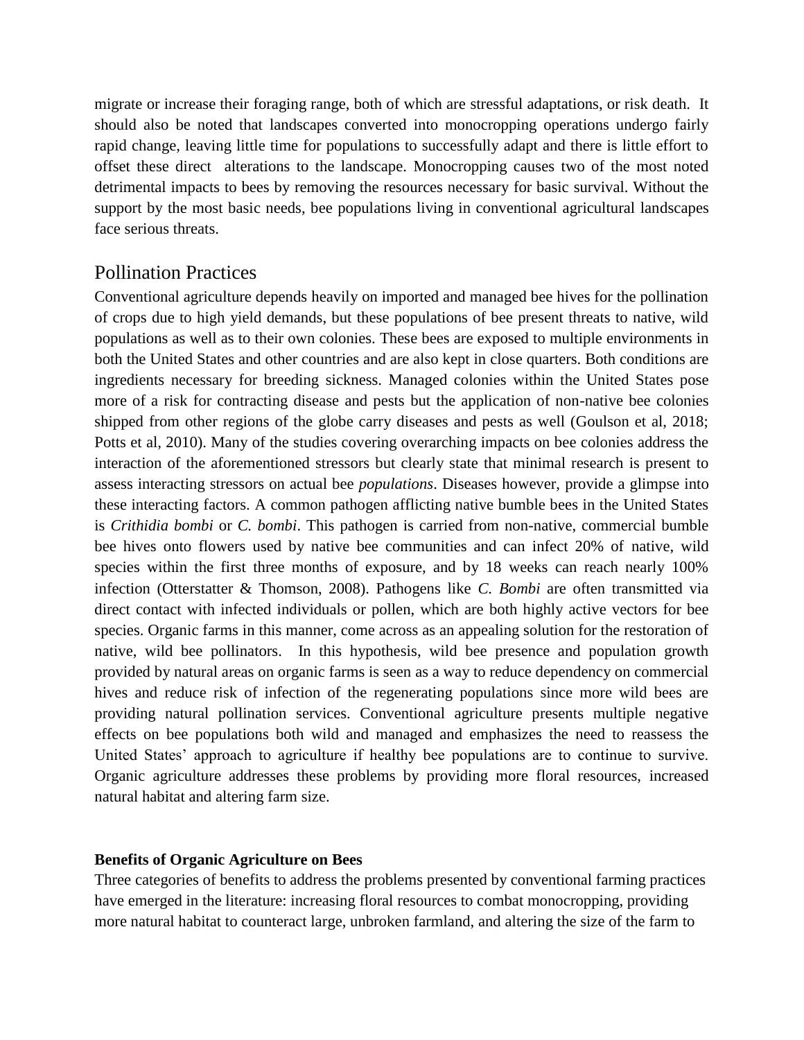migrate or increase their foraging range, both of which are stressful adaptations, or risk death. It should also be noted that landscapes converted into monocropping operations undergo fairly rapid change, leaving little time for populations to successfully adapt and there is little effort to offset these direct alterations to the landscape. Monocropping causes two of the most noted detrimental impacts to bees by removing the resources necessary for basic survival. Without the support by the most basic needs, bee populations living in conventional agricultural landscapes face serious threats.

## Pollination Practices

Conventional agriculture depends heavily on imported and managed bee hives for the pollination of crops due to high yield demands, but these populations of bee present threats to native, wild populations as well as to their own colonies. These bees are exposed to multiple environments in both the United States and other countries and are also kept in close quarters. Both conditions are ingredients necessary for breeding sickness. Managed colonies within the United States pose more of a risk for contracting disease and pests but the application of non-native bee colonies shipped from other regions of the globe carry diseases and pests as well (Goulson et al, 2018; Potts et al, 2010). Many of the studies covering overarching impacts on bee colonies address the interaction of the aforementioned stressors but clearly state that minimal research is present to assess interacting stressors on actual bee *populations*. Diseases however, provide a glimpse into these interacting factors. A common pathogen afflicting native bumble bees in the United States is *Crithidia bombi* or *C. bombi*. This pathogen is carried from non-native, commercial bumble bee hives onto flowers used by native bee communities and can infect 20% of native, wild species within the first three months of exposure, and by 18 weeks can reach nearly 100% infection (Otterstatter & Thomson, 2008). Pathogens like *C. Bombi* are often transmitted via direct contact with infected individuals or pollen, which are both highly active vectors for bee species. Organic farms in this manner, come across as an appealing solution for the restoration of native, wild bee pollinators. In this hypothesis, wild bee presence and population growth provided by natural areas on organic farms is seen as a way to reduce dependency on commercial hives and reduce risk of infection of the regenerating populations since more wild bees are providing natural pollination services. Conventional agriculture presents multiple negative effects on bee populations both wild and managed and emphasizes the need to reassess the United States' approach to agriculture if healthy bee populations are to continue to survive. Organic agriculture addresses these problems by providing more floral resources, increased natural habitat and altering farm size.

### Benefits of Organic Agriculture on Bees

Three categories of benefits to address the problems presented by conventional farming practices have emerged in the literature: increasing floral resources to combat monocropping, providing more natural habitat to counteract large, unbroken farmland, and altering the size of the farm to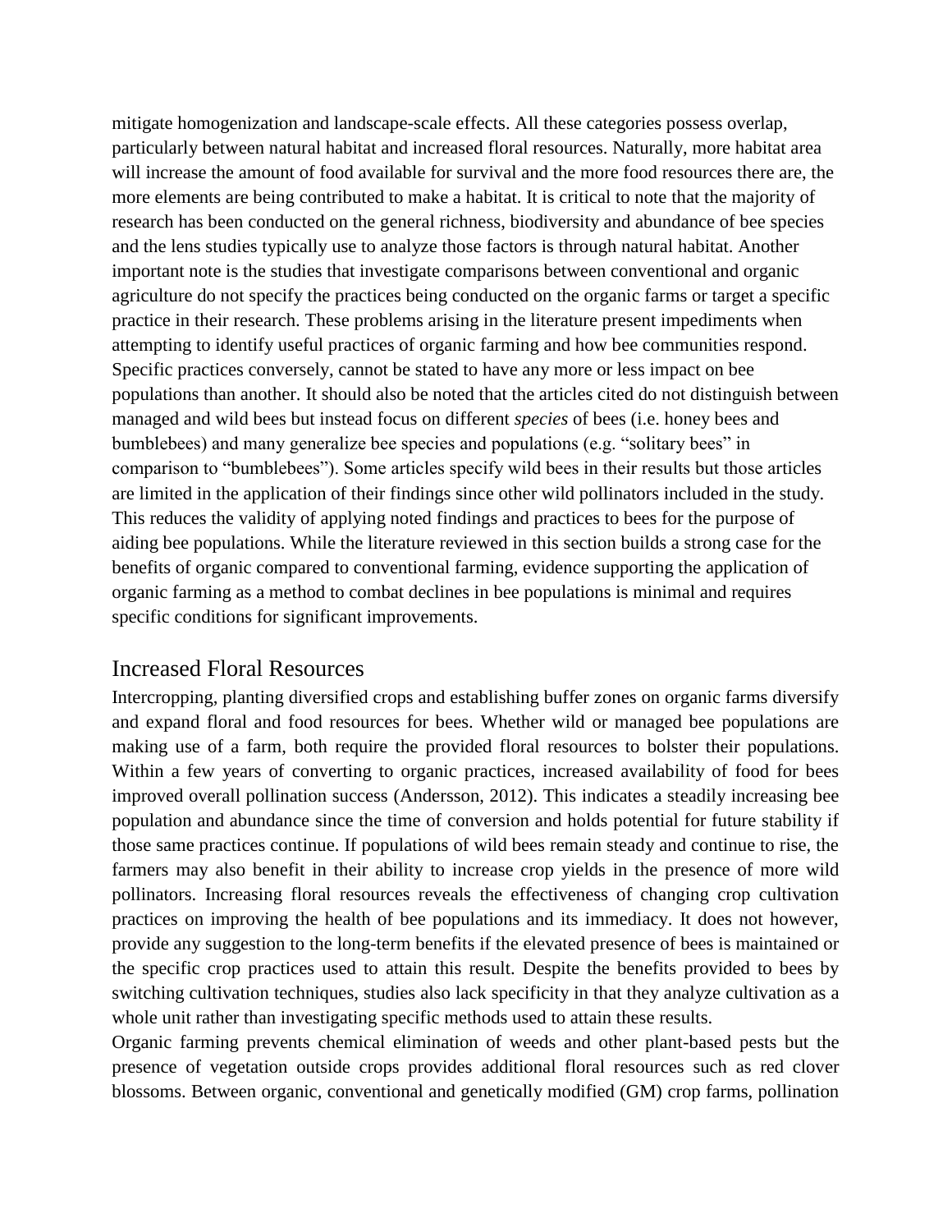mitigate homogenization and landscape-scale effects. All these categories possess overlap, particularly between natural habitat and increased floral resources. Naturally, more habitat area will increase the amount of food available for survival and the more food resources there are, the more elements are being contributed to make a habitat. It is critical to note that the majority of research has been conducted on the general richness, biodiversity and abundance of bee species and the lens studies typically use to analyze those factors is through natural habitat. Another important note is the studies that investigate comparisons between conventional and organic agriculture do not specify the practices being conducted on the organic farms or target a specific practice in their research. These problems arising in the literature present impediments when attempting to identify useful practices of organic farming and how bee communities respond. Specific practices conversely, cannot be stated to have any more or less impact on bee populations than another. It should also be noted that the articles cited do not distinguish between managed and wild bees but instead focus on different *species* of bees (i.e. honey bees and bumblebees) and many generalize bee species and populations (e.g. "solitary bees" in comparison to "bumblebees"). Some articles specify wild bees in their results but those articles are limited in the application of their findings since other wild pollinators included in the study. This reduces the validity of applying noted findings and practices to bees for the purpose of aiding bee populations. While the literature reviewed in this section builds a strong case for the benefits of organic compared to conventional farming, evidence supporting the application of organic farming as a method to combat declines in bee populations is minimal and requires specific conditions for significant improvements.

## Increased Floral Resources

Intercropping, planting diversified crops and establishing buffer zones on organic farms diversify and expand floral and food resources for bees. Whether wild or managed bee populations are making use of a farm, both require the provided floral resources to bolster their populations. Within a few years of converting to organic practices, increased availability of food for bees improved overall pollination success (Andersson, 2012). This indicates a steadily increasing bee population and abundance since the time of conversion and holds potential for future stability if those same practices continue. If populations of wild bees remain steady and continue to rise, the farmers may also benefit in their ability to increase crop yields in the presence of more wild pollinators. Increasing floral resources reveals the effectiveness of changing crop cultivation practices on improving the health of bee populations and its immediacy. It does not however, provide any suggestion to the long-term benefits if the elevated presence of bees is maintained or the specific crop practices used to attain this result. Despite the benefits provided to bees by switching cultivation techniques, studies also lack specificity in that they analyze cultivation as a whole unit rather than investigating specific methods used to attain these results.

Organic farming prevents chemical elimination of weeds and other plant-based pests but the presence of vegetation outside crops provides additional floral resources such as red clover blossoms. Between organic, conventional and genetically modified (GM) crop farms, pollination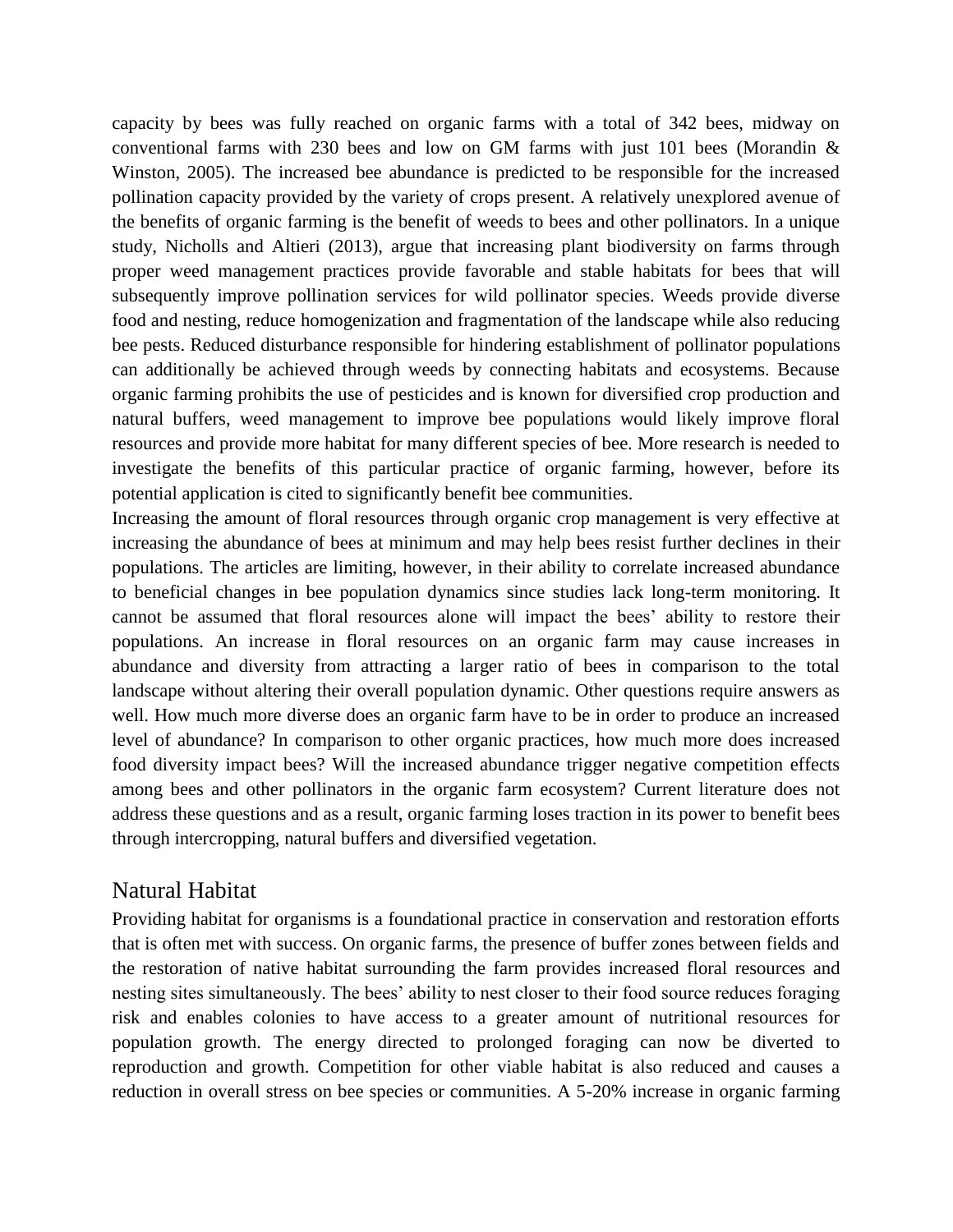capacity by bees was fully reached on organic farms with a total of 342 bees, midway on conventional farms with 230 bees and low on GM farms with just 101 bees (Morandin & Winston, 2005). The increased bee abundance is predicted to be responsible for the increased pollination capacity provided by the variety of crops present. A relatively unexplored avenue of the benefits of organic farming is the benefit of weeds to bees and other pollinators. In a unique study, Nicholls and Altieri (2013), argue that increasing plant biodiversity on farms through proper weed management practices provide favorable and stable habitats for bees that will subsequently improve pollination services for wild pollinator species. Weeds provide diverse food and nesting, reduce homogenization and fragmentation of the landscape while also reducing bee pests. Reduced disturbance responsible for hindering establishment of pollinator populations can additionally be achieved through weeds by connecting habitats and ecosystems. Because organic farming prohibits the use of pesticides and is known for diversified crop production and natural buffers, weed management to improve bee populations would likely improve floral resources and provide more habitat for many different species of bee. More research is needed to investigate the benefits of this particular practice of organic farming, however, before its potential application is cited to significantly benefit bee communities.

Increasing the amount of floral resources through organic crop management is very effective at increasing the abundance of bees at minimum and may help bees resist further declines in their populations. The articles are limiting, however, in their ability to correlate increased abundance to beneficial changes in bee population dynamics since studies lack long-term monitoring. It cannot be assumed that floral resources alone will impact the bees' ability to restore their populations. An increase in floral resources on an organic farm may cause increases in abundance and diversity from attracting a larger ratio of bees in comparison to the total landscape without altering their overall population dynamic. Other questions require answers as well. How much more diverse does an organic farm have to be in order to produce an increased level of abundance? In comparison to other organic practices, how much more does increased food diversity impact bees? Will the increased abundance trigger negative competition effects among bees and other pollinators in the organic farm ecosystem? Current literature does not address these questions and as a result, organic farming loses traction in its power to benefit bees through intercropping, natural buffers and diversified vegetation.

## Natural Habitat

Providing habitat for organisms is a foundational practice in conservation and restoration efforts that is often met with success. On organic farms, the presence of buffer zones between fields and the restoration of native habitat surrounding the farm provides increased floral resources and nesting sites simultaneously. The bees' ability to nest closer to their food source reduces foraging risk and enables colonies to have access to a greater amount of nutritional resources for population growth. The energy directed to prolonged foraging can now be diverted to reproduction and growth. Competition for other viable habitat is also reduced and causes a reduction in overall stress on bee species or communities. A 5-20% increase in organic farming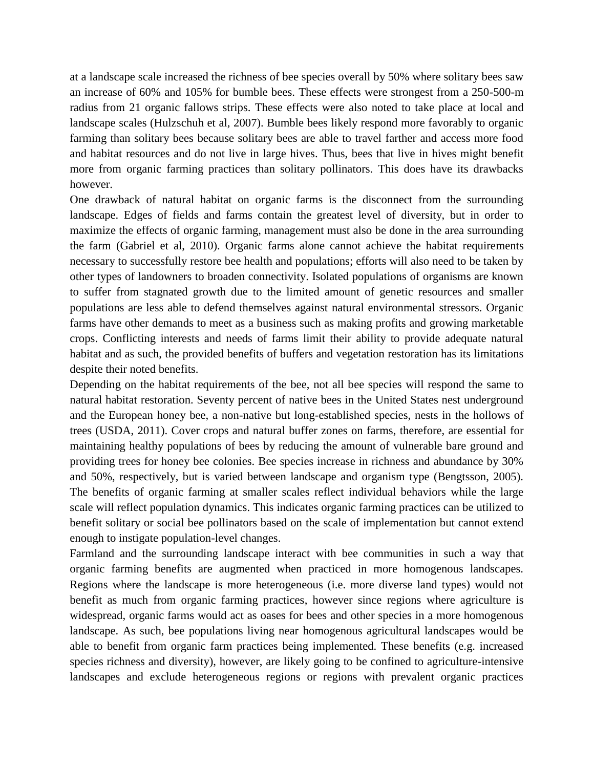at a landscape scale increased the richness of bee species overall by 50% where solitary bees saw an increase of 60% and 105% for bumble bees. These effects were strongest from a 250-500-m radius from 21 organic fallows strips. These effects were also noted to take place at local and landscape scales (Hulzschuh et al, 2007). Bumble bees likely respond more favorably to organic farming than solitary bees because solitary bees are able to travel farther and access more food and habitat resources and do not live in large hives. Thus, bees that live in hives might benefit more from organic farming practices than solitary pollinators. This does have its drawbacks however.

One drawback of natural habitat on organic farms is the disconnect from the surrounding landscape. Edges of fields and farms contain the greatest level of diversity, but in order to maximize the effects of organic farming, management must also be done in the area surrounding the farm (Gabriel et al, 2010). Organic farms alone cannot achieve the habitat requirements necessary to successfully restore bee health and populations; efforts will also need to be taken by other types of landowners to broaden connectivity. Isolated populations of organisms are known to suffer from stagnated growth due to the limited amount of genetic resources and smaller populations are less able to defend themselves against natural environmental stressors. Organic farms have other demands to meet as a business such as making profits and growing marketable crops. Conflicting interests and needs of farms limit their ability to provide adequate natural habitat and as such, the provided benefits of buffers and vegetation restoration has its limitations despite their noted benefits.

Depending on the habitat requirements of the bee, not all bee species will respond the same to natural habitat restoration. Seventy percent of native bees in the United States nest underground and the European honey bee, a non-native but long-established species, nests in the hollows of trees (USDA, 2011). Cover crops and natural buffer zones on farms, therefore, are essential for maintaining healthy populations of bees by reducing the amount of vulnerable bare ground and providing trees for honey bee colonies. Bee species increase in richness and abundance by 30% and 50%, respectively, but is varied between landscape and organism type (Bengtsson, 2005). The benefits of organic farming at smaller scales reflect individual behaviors while the large scale will reflect population dynamics. This indicates organic farming practices can be utilized to benefit solitary or social bee pollinators based on the scale of implementation but cannot extend enough to instigate population-level changes.

Farmland and the surrounding landscape interact with bee communities in such a way that organic farming benefits are augmented when practiced in more homogenous landscapes. Regions where the landscape is more heterogeneous (i.e. more diverse land types) would not benefit as much from organic farming practices, however since regions where agriculture is widespread, organic farms would act as oases for bees and other species in a more homogenous landscape. As such, bee populations living near homogenous agricultural landscapes would be able to benefit from organic farm practices being implemented. These benefits (e.g. increased species richness and diversity), however, are likely going to be confined to agriculture-intensive landscapes and exclude heterogeneous regions or regions with prevalent organic practices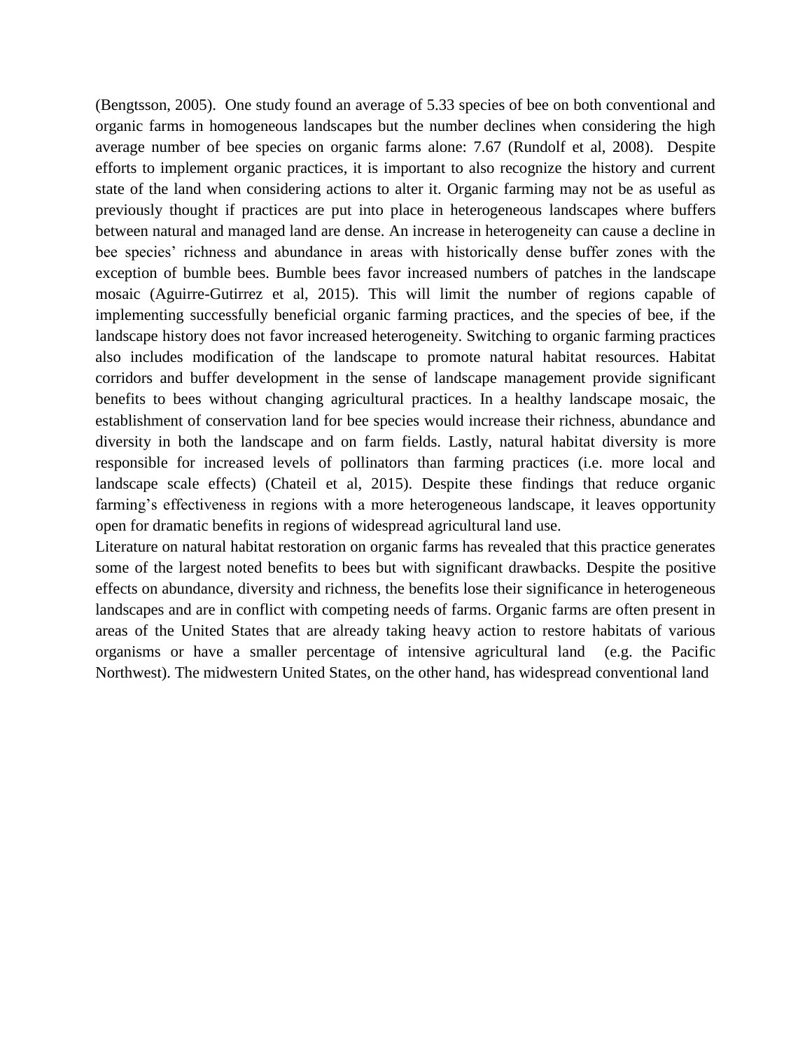(Bengtsson, 2005). One study found an average of 5.33 species of bee on both conventional and organic farms in homogeneous landscapes but the number declines when considering the high average number of bee species on organic farms alone: 7.67 (Rundolf et al, 2008). Despite efforts to implement organic practices, it is important to also recognize the history and current state of the land when considering actions to alter it. Organic farming may not be as useful as previously thought if practices are put into place in heterogeneous landscapes where buffers between natural and managed land are dense. An increase in heterogeneity can cause a decline in bee species' richness and abundance in areas with historically dense buffer zones with the exception of bumble bees. Bumble bees favor increased numbers of patches in the landscape mosaic (Aguirre-Gutirrez et al, 2015). This will limit the number of regions capable of implementing successfully beneficial organic farming practices, and the species of bee, if the landscape history does not favor increased heterogeneity. Switching to organic farming practices also includes modification of the landscape to promote natural habitat resources. Habitat corridors and buffer development in the sense of landscape management provide significant benefits to bees without changing agricultural practices. In a healthy landscape mosaic, the establishment of conservation land for bee species would increase their richness, abundance and diversity in both the landscape and on farm fields. Lastly, natural habitat diversity is more responsible for increased levels of pollinators than farming practices (i.e. more local and landscape scale effects) (Chateil et al, 2015). Despite these findings that reduce organic farming's effectiveness in regions with a more heterogeneous landscape, it leaves opportunity open for dramatic benefits in regions of widespread agricultural land use.

Literature on natural habitat restoration on organic farms has revealed that this practice generates some of the largest noted benefits to bees but with significant drawbacks. Despite the positive effects on abundance, diversity and richness, the benefits lose their significance in heterogeneous landscapes and are in conflict with competing needs of farms. Organic farms are often present in areas of the United States that are already taking heavy action to restore habitats of various organisms or have a smaller percentage of intensive agricultural land (e.g. the Pacific Northwest). The midwestern United States, on the other hand, has widespread conventional land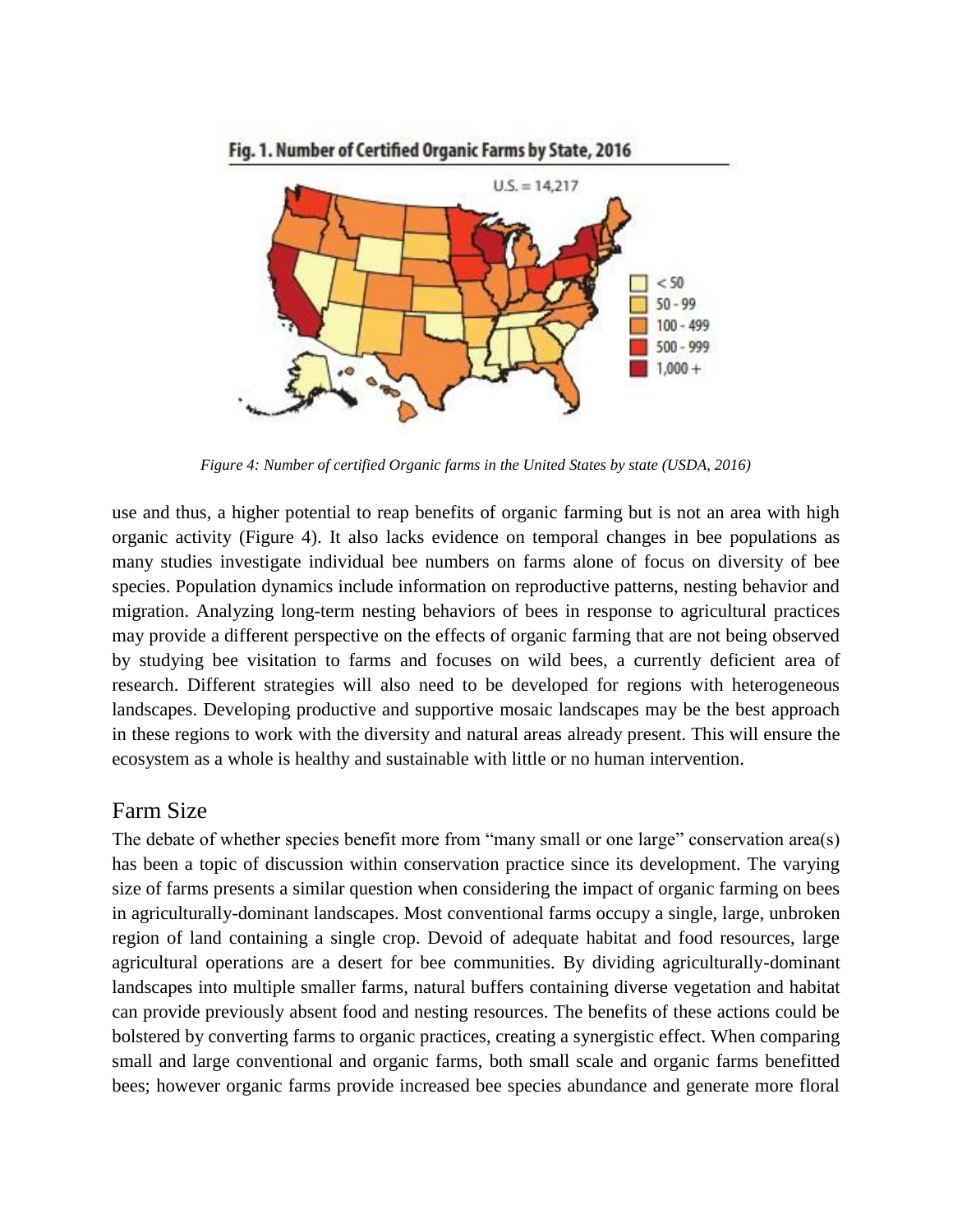*Figure 4: Number of certified Organic farms in the United States by state (USDA, 2016)*

use and thus, a higher potential to reap benefits of organic farming but is not an area with high organic activity (Figure 4). It also lacks evidence on temporal changes in bee populations as many studies investigate individual bee numbers on farms alone of focus on diversity of bee species. Population dynamics include information on reproductive patterns, nesting behavior and migration. Analyzing long-term nesting behaviors of bees in response to agricultural practices may provide a different perspective on the effects of organic farming that are not being observed by studying bee visitation to farms and focuses on wild bees, a currently deficient area of research. Different strategies will also need to be developed for regions with heterogeneous landscapes. Developing productive and supportive mosaic landscapes may be the best approach in these regions to work with the diversity and natural areas already present. This will ensure the ecosystem as a whole is healthy and sustainable with little or no human intervention.

## Farm Size

The debate of whether species benefit more from "many small or one large" conservation area(s) has been a topic of discussion within conservation practice since its development. The varying size of farms presents a similar question when considering the impact of organic farming on bees in agriculturally-dominant landscapes. Most conventional farms occupy a single, large, unbroken region of land containing a single crop. Devoid of adequate habitat and food resources, large agricultural operations are a desert for bee communities. By dividing agriculturally-dominant landscapes into multiple smaller farms, natural buffers containing diverse vegetation and habitat can provide previously absent food and nesting resources. The benefits of these actions could be bolstered by converting farms to organic practices, creating a synergistic effect. When comparing small and large conventional and organic farms, both small scale and organic farms benefitted bees; however organic farms provide increased bee species abundance and generate more floral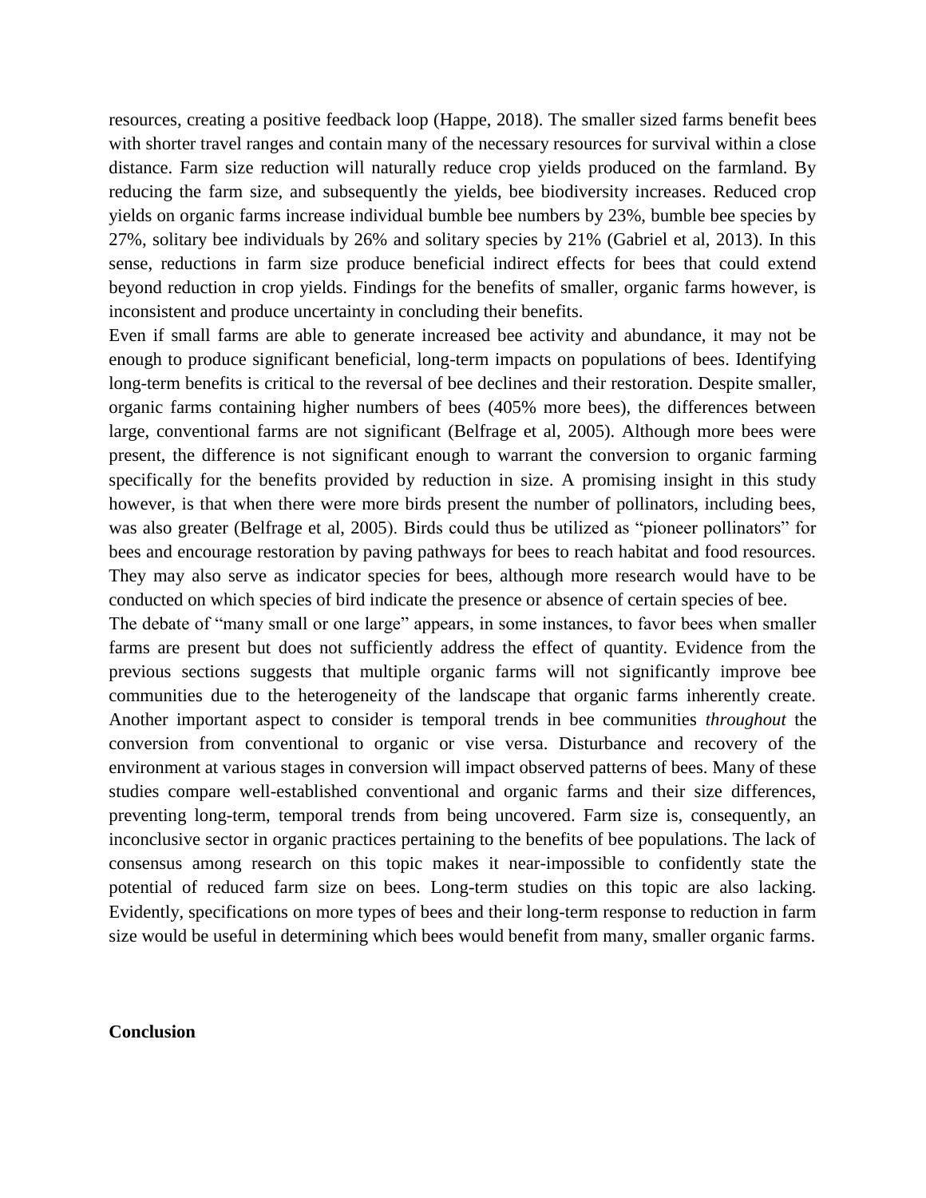resources, creating a positive feedback loop (Happe, 2018). The smaller sized farms benefit bees with shorter travel ranges and contain many of the necessary resources for survival within a close distance. Farm size reduction will naturally reduce crop yields produced on the farmland. By reducing the farm size, and subsequently the yields, bee biodiversity increases. Reduced crop yields on organic farms increase individual bumble bee numbers by 23%, bumble bee species by 27%, solitary bee individuals by 26% and solitary species by 21% (Gabriel et al, 2013). In this sense, reductions in farm size produce beneficial indirect effects for bees that could extend beyond reduction in crop yields. Findings for the benefits of smaller, organic farms however, is inconsistent and produce uncertainty in concluding their benefits.

Even if small farms are able to generate increased bee activity and abundance, it may not be enough to produce significant beneficial, long-term impacts on populations of bees. Identifying long-term benefits is critical to the reversal of bee declines and their restoration. Despite smaller, organic farms containing higher numbers of bees (405% more bees), the differences between large, conventional farms are not significant (Belfrage et al, 2005). Although more bees were present, the difference is not significant enough to warrant the conversion to organic farming specifically for the benefits provided by reduction in size. A promising insight in this study however, is that when there were more birds present the number of pollinators, including bees, was also greater (Belfrage et al, 2005). Birds could thus be utilized as "pioneer pollinators" for bees and encourage restoration by paving pathways for bees to reach habitat and food resources. They may also serve as indicator species for bees, although more research would have to be conducted on which species of bird indicate the presence or absence of certain species of bee.

The debate of "many small or one large" appears, in some instances, to favor bees when smaller farms are present but does not sufficiently address the effect of quantity. Evidence from the previous sections suggests that multiple organic farms will not significantly improve bee communities due to the heterogeneity of the landscape that organic farms inherently create. Another important aspect to consider is temporal trends in bee communities *throughout* the conversion from conventional to organic or vise versa. Disturbance and recovery of the environment at various stages in conversion will impact observed patterns of bees. Many of these studies compare well-established conventional and organic farms and their size differences, preventing long-term, temporal trends from being uncovered. Farm size is, consequently, an inconclusive sector in organic practices pertaining to the benefits of bee populations. The lack of consensus among research on this topic makes it near-impossible to confidently state the potential of reduced farm size on bees. Long-term studies on this topic are also lacking. Evidently, specifications on more types of bees and their long-term response to reduction in farm size would be useful in determining which bees would benefit from many, smaller organic farms.

## Conclusion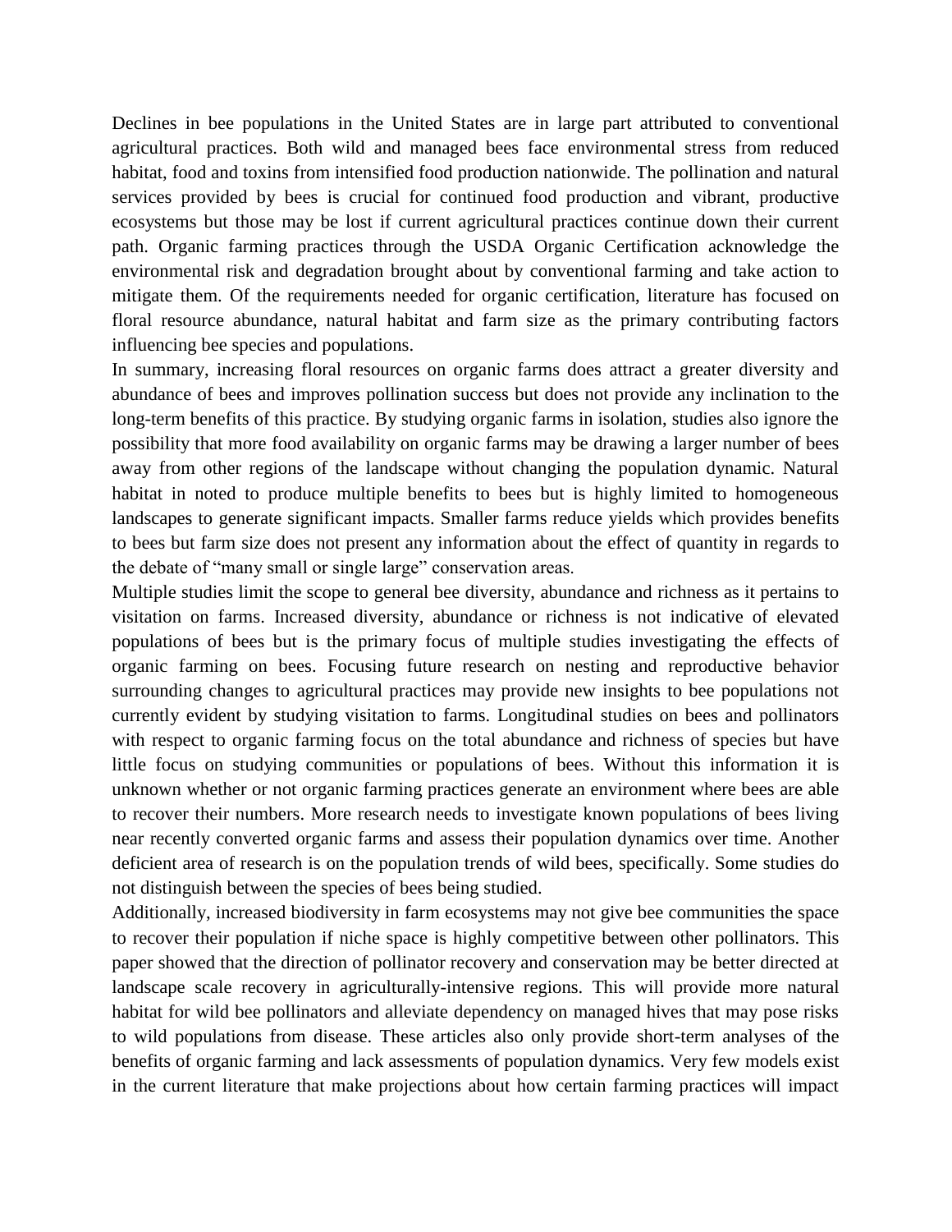Declines in bee populations in the United States are in large part attributed to conventional agricultural practices. Both wild and managed bees face environmental stress from reduced habitat, food and toxins from intensified food production nationwide. The pollination and natural services provided by bees is crucial for continued food production and vibrant, productive ecosystems but those may be lost if current agricultural practices continue down their current path. Organic farming practices through the USDA Organic Certification acknowledge the environmental risk and degradation brought about by conventional farming and take action to mitigate them. Of the requirements needed for organic certification, literature has focused on floral resource abundance, natural habitat and farm size as the primary contributing factors influencing bee species and populations.

In summary, increasing floral resources on organic farms does attract a greater diversity and abundance of bees and improves pollination success but does not provide any inclination to the long-term benefits of this practice. By studying organic farms in isolation, studies also ignore the possibility that more food availability on organic farms may be drawing a larger number of bees away from other regions of the landscape without changing the population dynamic. Natural habitat in noted to produce multiple benefits to bees but is highly limited to homogeneous landscapes to generate significant impacts. Smaller farms reduce yields which provides benefits to bees but farm size does not present any information about the effect of quantity in regards to the debate of "many small or single large" conservation areas.

Multiple studies limit the scope to general bee diversity, abundance and richness as it pertains to visitation on farms. Increased diversity, abundance or richness is not indicative of elevated populations of bees but is the primary focus of multiple studies investigating the effects of organic farming on bees. Focusing future research on nesting and reproductive behavior surrounding changes to agricultural practices may provide new insights to bee populations not currently evident by studying visitation to farms. Longitudinal studies on bees and pollinators with respect to organic farming focus on the total abundance and richness of species but have little focus on studying communities or populations of bees. Without this information it is unknown whether or not organic farming practices generate an environment where bees are able to recover their numbers. More research needs to investigate known populations of bees living near recently converted organic farms and assess their population dynamics over time. Another deficient area of research is on the population trends of wild bees, specifically. Some studies do not distinguish between the species of bees being studied.

Additionally, increased biodiversity in farm ecosystems may not give bee communities the space to recover their population if niche space is highly competitive between other pollinators. This paper showed that the direction of pollinator recovery and conservation may be better directed at landscape scale recovery in agriculturally-intensive regions. This will provide more natural habitat for wild bee pollinators and alleviate dependency on managed hives that may pose risks to wild populations from disease. These articles also only provide short-term analyses of the benefits of organic farming and lack assessments of population dynamics. Very few models exist in the current literature that make projections about how certain farming practices will impact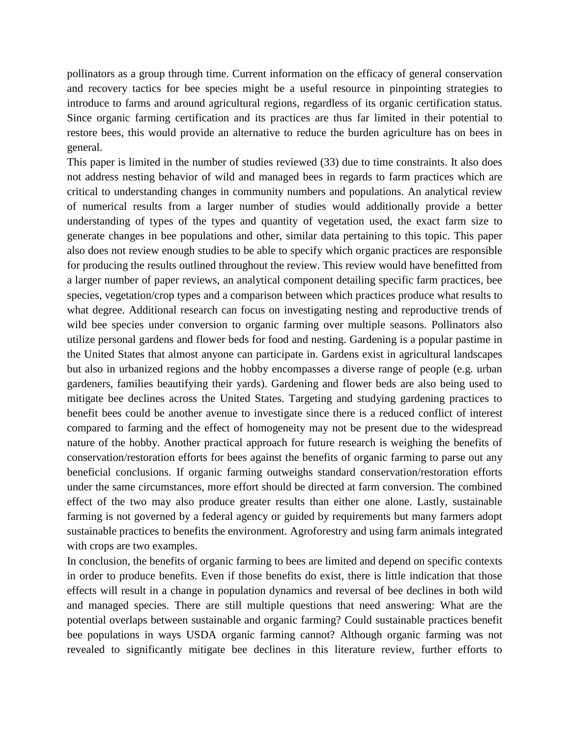pollinators as a group through time. Current information on the efficacy of general conservation and recovery tactics for bee species might be a useful resource in pinpointing strategies to introduce to farms and around agricultural regions, regardless of its organic certification status. Since organic farming certification and its practices are thus far limited in their potential to restore bees, this would provide an alternative to reduce the burden agriculture has on bees in general.

This paper is limited in the number of studies reviewed (33) due to time constraints. It also does not address nesting behavior of wild and managed bees in regards to farm practices which are critical to understanding changes in community numbers and populations. An analytical review of numerical results from a larger number of studies would additionally provide a better understanding of types of the types and quantity of vegetation used, the exact farm size to generate changes in bee populations and other, similar data pertaining to this topic. This paper also does not review enough studies to be able to specify which organic practices are responsible for producing the results outlined throughout the review. This review would have benefitted from a larger number of paper reviews, an analytical component detailing specific farm practices, bee species, vegetation/crop types and a comparison between which practices produce what results to what degree. Additional research can focus on investigating nesting and reproductive trends of wild bee species under conversion to organic farming over multiple seasons. Pollinators also utilize personal gardens and flower beds for food and nesting. Gardening is a popular pastime in the United States that almost anyone can participate in. Gardens exist in agricultural landscapes but also in urbanized regions and the hobby encompasses a diverse range of people (e.g. urban gardeners, families beautifying their yards). Gardening and flower beds are also being used to mitigate bee declines across the United States. Targeting and studying gardening practices to benefit bees could be another avenue to investigate since there is a reduced conflict of interest compared to farming and the effect of homogeneity may not be present due to the widespread nature of the hobby. Another practical approach for future research is weighing the benefits of conservation/restoration efforts for bees against the benefits of organic farming to parse out any beneficial conclusions. If organic farming outweighs standard conservation/restoration efforts under the same circumstances, more effort should be directed at farm conversion. The combined effect of the two may also produce greater results than either one alone. Lastly, sustainable farming is not governed by a federal agency or guided by requirements but many farmers adopt sustainable practices to benefits the environment. Agroforestry and using farm animals integrated with crops are two examples.

In conclusion, the benefits of organic farming to bees are limited and depend on specific contexts in order to produce benefits. Even if those benefits do exist, there is little indication that those effects will result in a change in population dynamics and reversal of bee declines in both wild and managed species. There are still multiple questions that need answering: What are the potential overlaps between sustainable and organic farming? Could sustainable practices benefit bee populations in ways USDA organic farming cannot? Although organic farming was not revealed to significantly mitigate bee declines in this literature review, further efforts to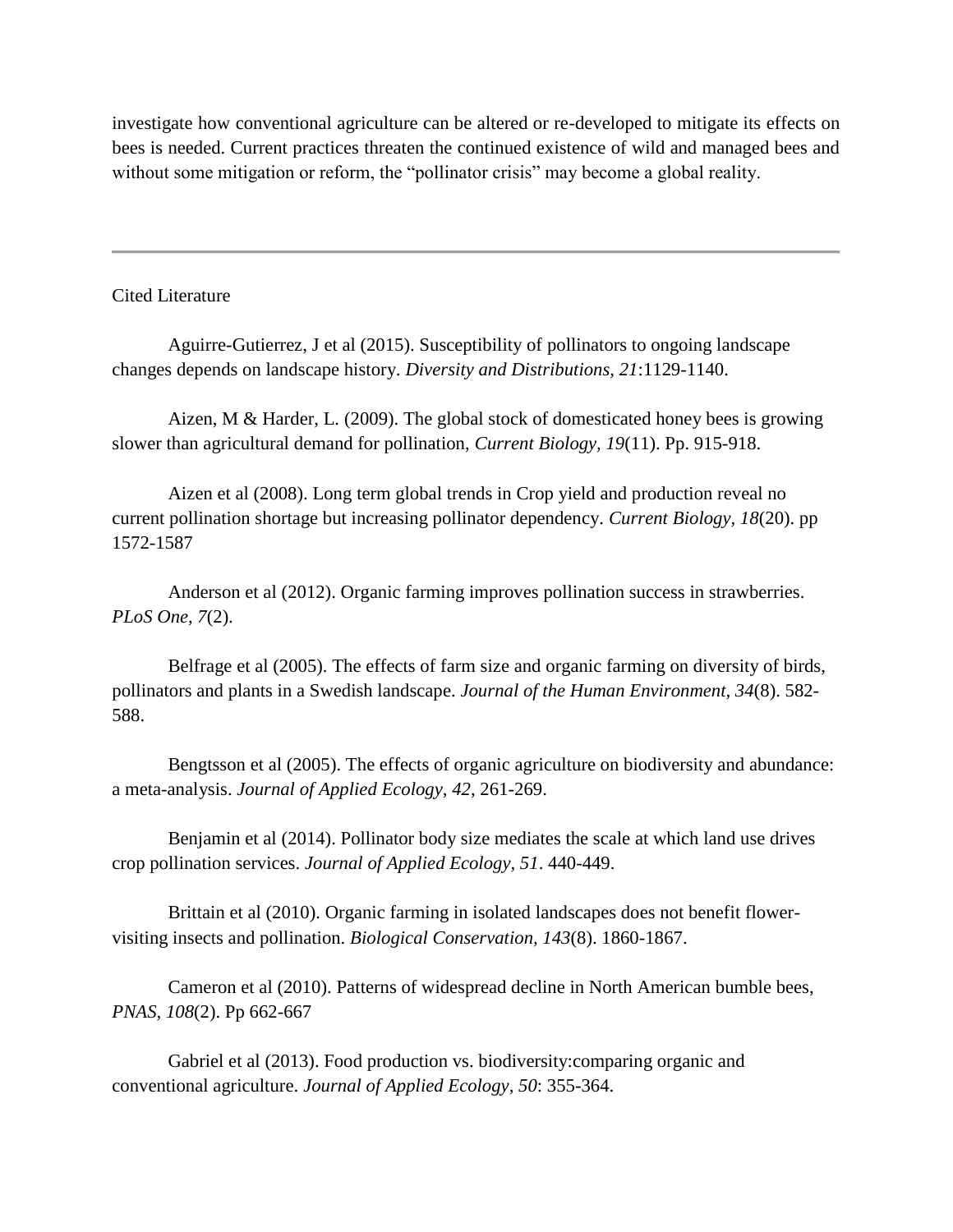investigate how conventional agriculture can be altered or re-developed to mitigate its effects on bees is needed. Current practices threaten the continued existence of wild and managed bees and without some mitigation or reform, the "pollinator crisis" may become a global reality.

---

Cited Literature

Aguirre-Gutierrez, J et al (2015). Susceptibility of pollinators to ongoing landscape changes depends on landscape history. *Diversity and Distributions, 21*:1129-1140.

Aizen, M & Harder, L. (2009). The global stock of domesticated honey bees is growing slower than agricultural demand for pollination, *Current Biology, 19*(11). Pp. 915-918.

Aizen et al (2008). Long term global trends in Crop yield and production reveal no current pollination shortage but increasing pollinator dependency. *Current Biology, 18*(20). pp 1572-1587

Anderson et al (2012). Organic farming improves pollination success in strawberries. *PLoS One, 7*(2).

Belfrage et al (2005). The effects of farm size and organic farming on diversity of birds, pollinators and plants in a Swedish landscape. *Journal of the Human Environment, 34*(8). 582-588.

Bengtsson et al (2005). The effects of organic agriculture on biodiversity and abundance: a meta-analysis. *Journal of Applied Ecology, 42*, 261-269.

Benjamin et al (2014). Pollinator body size mediates the scale at which land use drives crop pollination services. *Journal of Applied Ecology, 51*. 440-449.

Brittain et al (2010). Organic farming in isolated landscapes does not benefit flower-visiting insects and pollination. *Biological Conservation, 143*(8). 1860-1867.

Cameron et al (2010). Patterns of widespread decline in North American bumble bees, *PNAS, 108*(2). Pp 662-667

Gabriel et al (2013). Food production vs. biodiversity:comparing organic and conventional agriculture. *Journal of Applied Ecology, 50*: 355-364.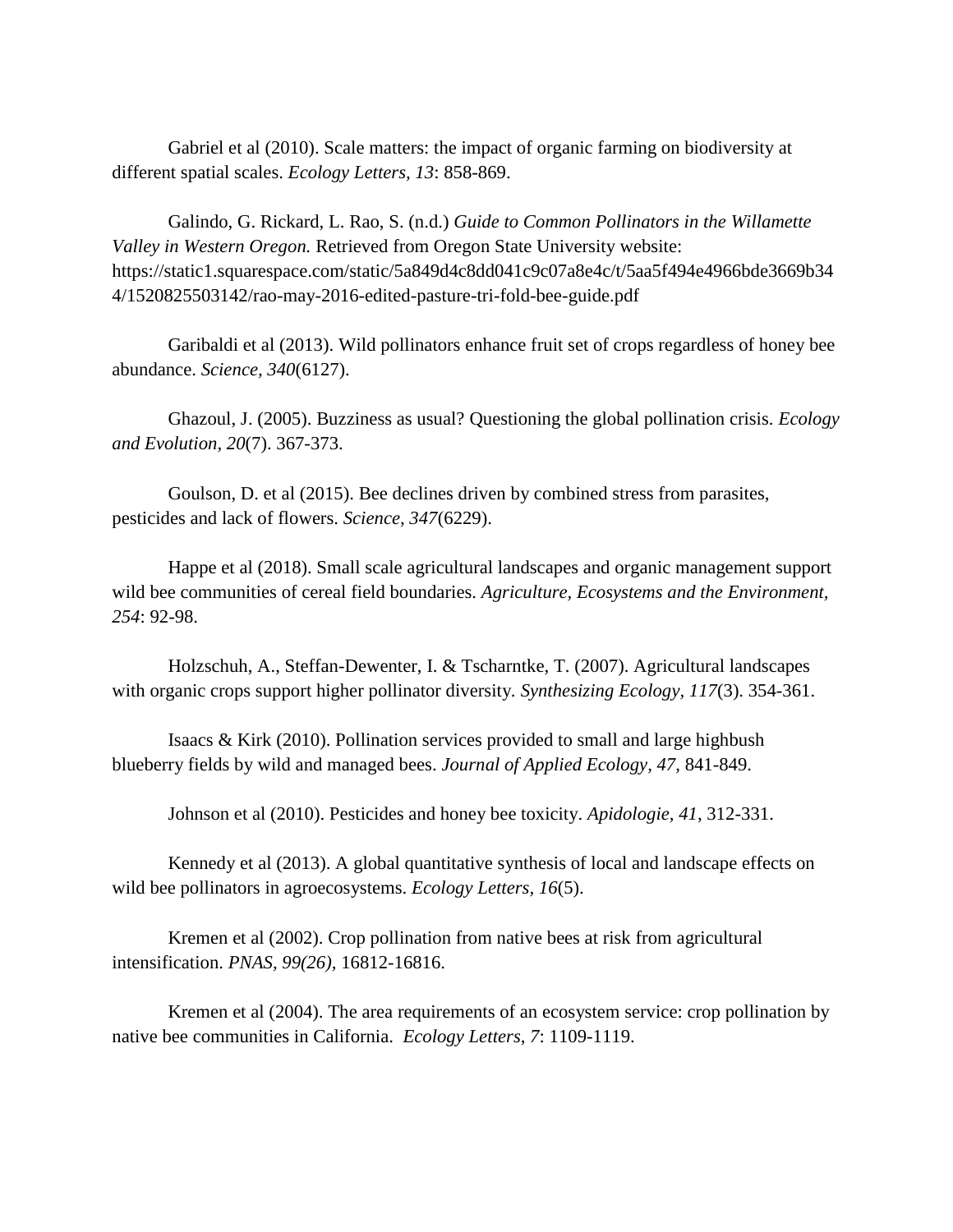Gabriel et al (2010). Scale matters: the impact of organic farming on biodiversity at different spatial scales. *Ecology Letters, 13*: 858-869.

Galindo, G. Rickard, L. Rao, S. (n.d.) *Guide to Common Pollinators in the Willamette Valley in Western Oregon.* Retrieved from Oregon State University website: https://static1.squarespace.com/static/5a849d4c8dd041c9c07a8e4c/t/5aa5f494e4966bde3669b344/1520825503142/rao-may-2016-edited-pasture-tri-fold-bee-guide.pdf

Garibaldi et al (2013). Wild pollinators enhance fruit set of crops regardless of honey bee abundance. *Science, 340*(6127).

Ghazoul, J. (2005). Buzziness as usual? Questioning the global pollination crisis. *Ecology and Evolution, 20*(7). 367-373.

Goulson, D. et al (2015). Bee declines driven by combined stress from parasites, pesticides and lack of flowers. *Science, 347*(6229).

Happe et al (2018). Small scale agricultural landscapes and organic management support wild bee communities of cereal field boundaries. *Agriculture, Ecosystems and the Environment, 254*: 92-98.

Holzschuh, A., Steffan-Dewenter, I. & Tscharntke, T. (2007). Agricultural landscapes with organic crops support higher pollinator diversity. *Synthesizing Ecology, 117*(3). 354-361.

Isaacs & Kirk (2010). Pollination services provided to small and large highbush blueberry fields by wild and managed bees. *Journal of Applied Ecology, 47,* 841-849.

Johnson et al (2010). Pesticides and honey bee toxicity. *Apidologie, 41,* 312-331.

Kennedy et al (2013). A global quantitative synthesis of local and landscape effects on wild bee pollinators in agroecosystems. *Ecology Letters, 16*(5).

Kremen et al (2002). Crop pollination from native bees at risk from agricultural intensification. *PNAS, 99(26),* 16812-16816.

Kremen et al (2004). The area requirements of an ecosystem service: crop pollination by native bee communities in California. *Ecology Letters, 7*: 1109-1119.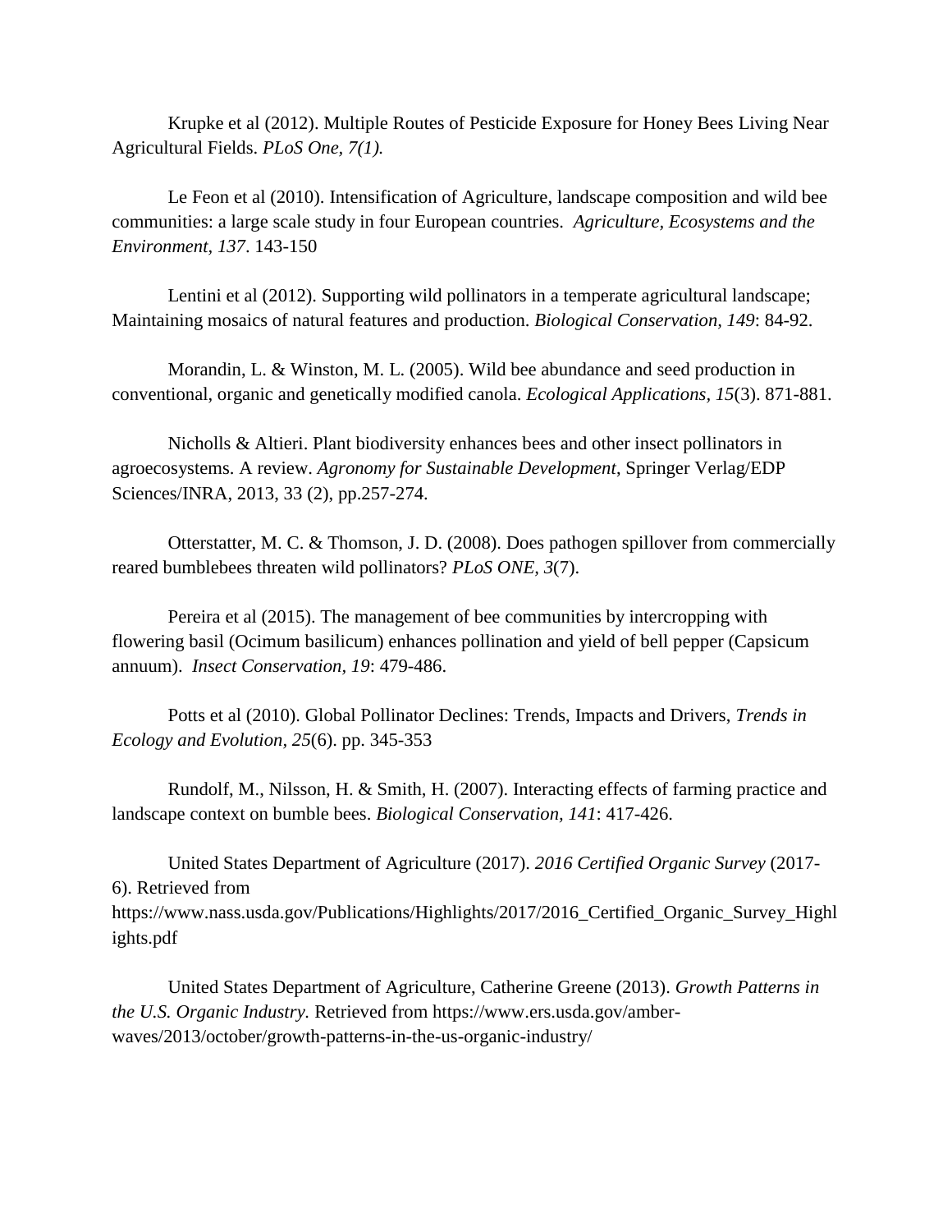Krupke et al (2012). Multiple Routes of Pesticide Exposure for Honey Bees Living Near Agricultural Fields. *PLoS One, 7(1).*

Le Feon et al (2010). Intensification of Agriculture, landscape composition and wild bee communities: a large scale study in four European countries. *Agriculture, Ecosystems and the Environment, 137*. 143-150

Lentini et al (2012). Supporting wild pollinators in a temperate agricultural landscape; Maintaining mosaics of natural features and production. *Biological Conservation, 149*: 84-92.

Morandin, L. & Winston, M. L. (2005). Wild bee abundance and seed production in conventional, organic and genetically modified canola. *Ecological Applications, 15*(3). 871-881.

Nicholls & Altieri. Plant biodiversity enhances bees and other insect pollinators in agroecosystems. A review. *Agronomy for Sustainable Development*, Springer Verlag/EDP Sciences/INRA, 2013, 33 (2), pp.257-274.

Otterstatter, M. C. & Thomson, J. D. (2008). Does pathogen spillover from commercially reared bumblebees threaten wild pollinators? *PLoS ONE, 3*(7).

Pereira et al (2015). The management of bee communities by intercropping with flowering basil (Ocimum basilicum) enhances pollination and yield of bell pepper (Capsicum annuum). *Insect Conservation, 19*: 479-486.

Potts et al (2010). Global Pollinator Declines: Trends, Impacts and Drivers, *Trends in Ecology and Evolution, 25*(6). pp. 345-353

Rundolf, M., Nilsson, H. & Smith, H. (2007). Interacting effects of farming practice and landscape context on bumble bees. *Biological Conservation, 141*: 417-426.

United States Department of Agriculture (2017). *2016 Certified Organic Survey* (2017-6). Retrieved from https://www.nass.usda.gov/Publications/Highlights/2017/2016_Certified_Organic_Survey_Highlights.pdf

United States Department of Agriculture, Catherine Greene (2013). *Growth Patterns in the U.S. Organic Industry.* Retrieved from https://www.ers.usda.gov/amber-waves/2013/october/growth-patterns-in-the-us-organic-industry/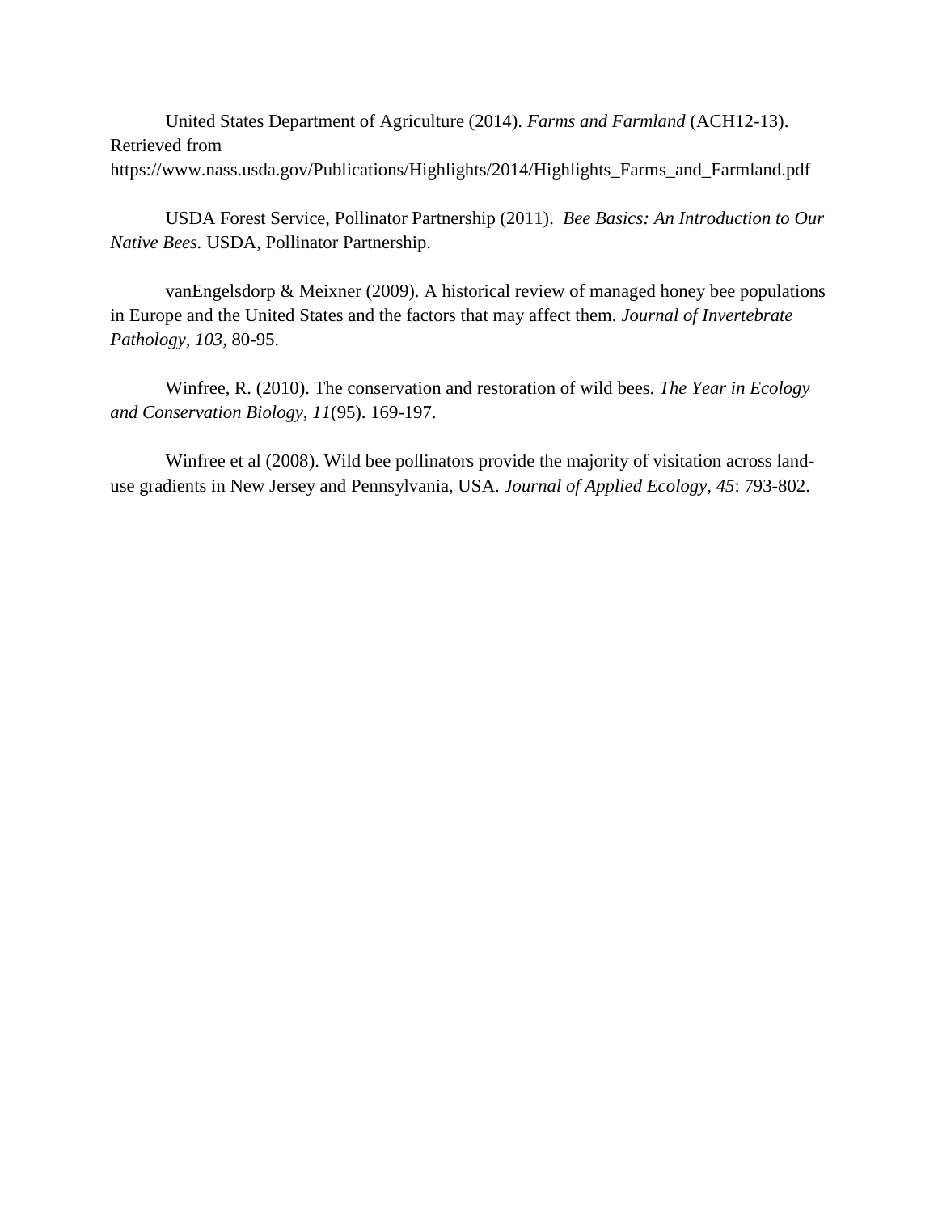United States Department of Agriculture (2014). *Farms and Farmland* (ACH12-13). Retrieved from https://www.nass.usda.gov/Publications/Highlights/2014/Highlights_Farms_and_Farmland.pdf

USDA Forest Service, Pollinator Partnership (2011). *Bee Basics: An Introduction to Our Native Bees.* USDA, Pollinator Partnership.

vanEngelsdorp & Meixner (2009). A historical review of managed honey bee populations in Europe and the United States and the factors that may affect them. *Journal of Invertebrate Pathology, 103,* 80-95.

Winfree, R. (2010). The conservation and restoration of wild bees. *The Year in Ecology and Conservation Biology, 11*(95). 169-197.

Winfree et al (2008). Wild bee pollinators provide the majority of visitation across land-use gradients in New Jersey and Pennsylvania, USA. *Journal of Applied Ecology*, *45*: 793-802.